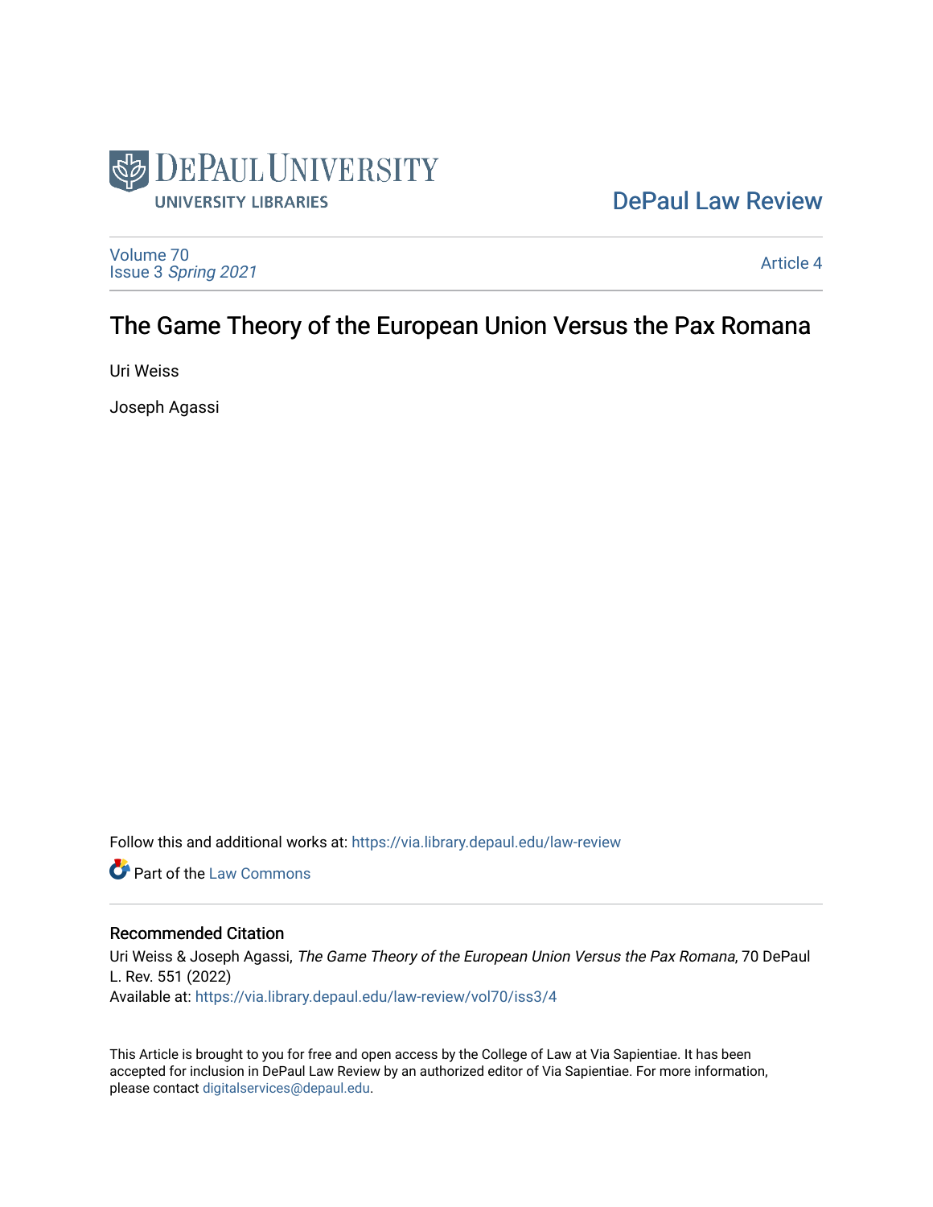DePaul University
UNIVERSITY LIBRARIES

DePaul Law Review

Volume 70
Issue 3 *Spring 2021*

Article 4

# The Game Theory of the European Union Versus the Pax Romana

Uri Weiss

Joseph Agassi

Follow this and additional works at: https://via.library.depaul.edu/law-review

Part of the Law Commons

## Recommended Citation

Uri Weiss & Joseph Agassi, *The Game Theory of the European Union Versus the Pax Romana*, 70 DePaul L. Rev. 551 (2022)
Available at: https://via.library.depaul.edu/law-review/vol70/iss3/4

This Article is brought to you for free and open access by the College of Law at Via Sapientiae. It has been accepted for inclusion in DePaul Law Review by an authorized editor of Via Sapientiae. For more information, please contact digitalservices@depaul.edu.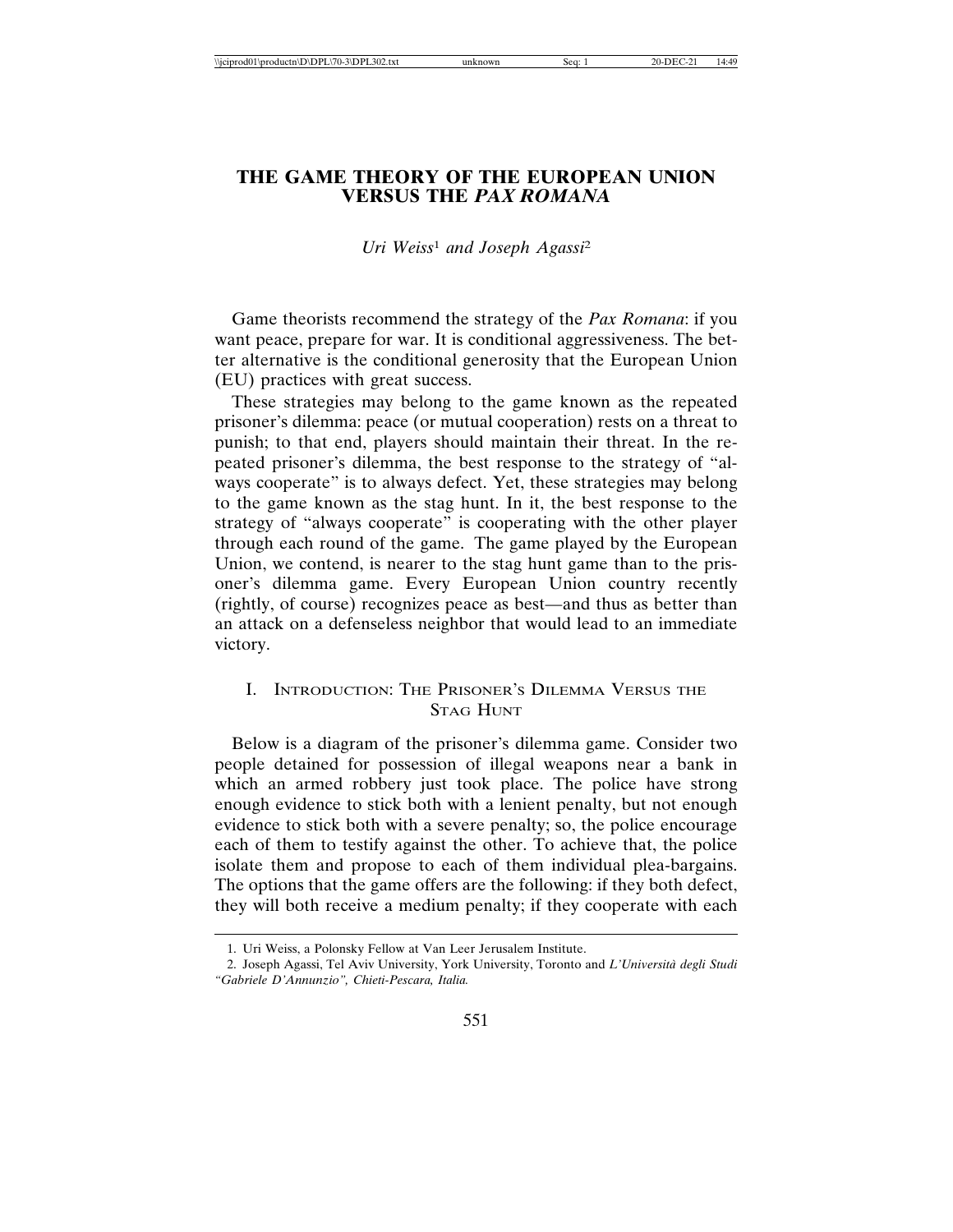# THE GAME THEORY OF THE EUROPEAN UNION VERSUS THE *PAX ROMANA*

*Uri Weiss*[1] *and Joseph Agassi*[2]

Game theorists recommend the strategy of the *Pax Romana*: if you want peace, prepare for war. It is conditional aggressiveness. The better alternative is the conditional generosity that the European Union (EU) practices with great success.

These strategies may belong to the game known as the repeated prisoner's dilemma: peace (or mutual cooperation) rests on a threat to punish; to that end, players should maintain their threat. In the repeated prisoner's dilemma, the best response to the strategy of "always cooperate" is to always defect. Yet, these strategies may belong to the game known as the stag hunt. In it, the best response to the strategy of "always cooperate" is cooperating with the other player through each round of the game. The game played by the European Union, we contend, is nearer to the stag hunt game than to the prisoner's dilemma game. Every European Union country recently (rightly, of course) recognizes peace as best—and thus as better than an attack on a defenseless neighbor that would lead to an immediate victory.

## I. Introduction: The Prisoner's Dilemma Versus the Stag Hunt

Below is a diagram of the prisoner's dilemma game. Consider two people detained for possession of illegal weapons near a bank in which an armed robbery just took place. The police have strong enough evidence to stick both with a lenient penalty, but not enough evidence to stick both with a severe penalty; so, the police encourage each of them to testify against the other. To achieve that, the police isolate them and propose to each of them individual plea-bargains. The options that the game offers are the following: if they both defect, they will both receive a medium penalty; if they cooperate with each

---

1. Uri Weiss, a Polonsky Fellow at Van Leer Jerusalem Institute.

2. Joseph Agassi, Tel Aviv University, York University, Toronto and *L'Università degli Studi "Gabriele D'Annunzio", Chieti-Pescara, Italia.*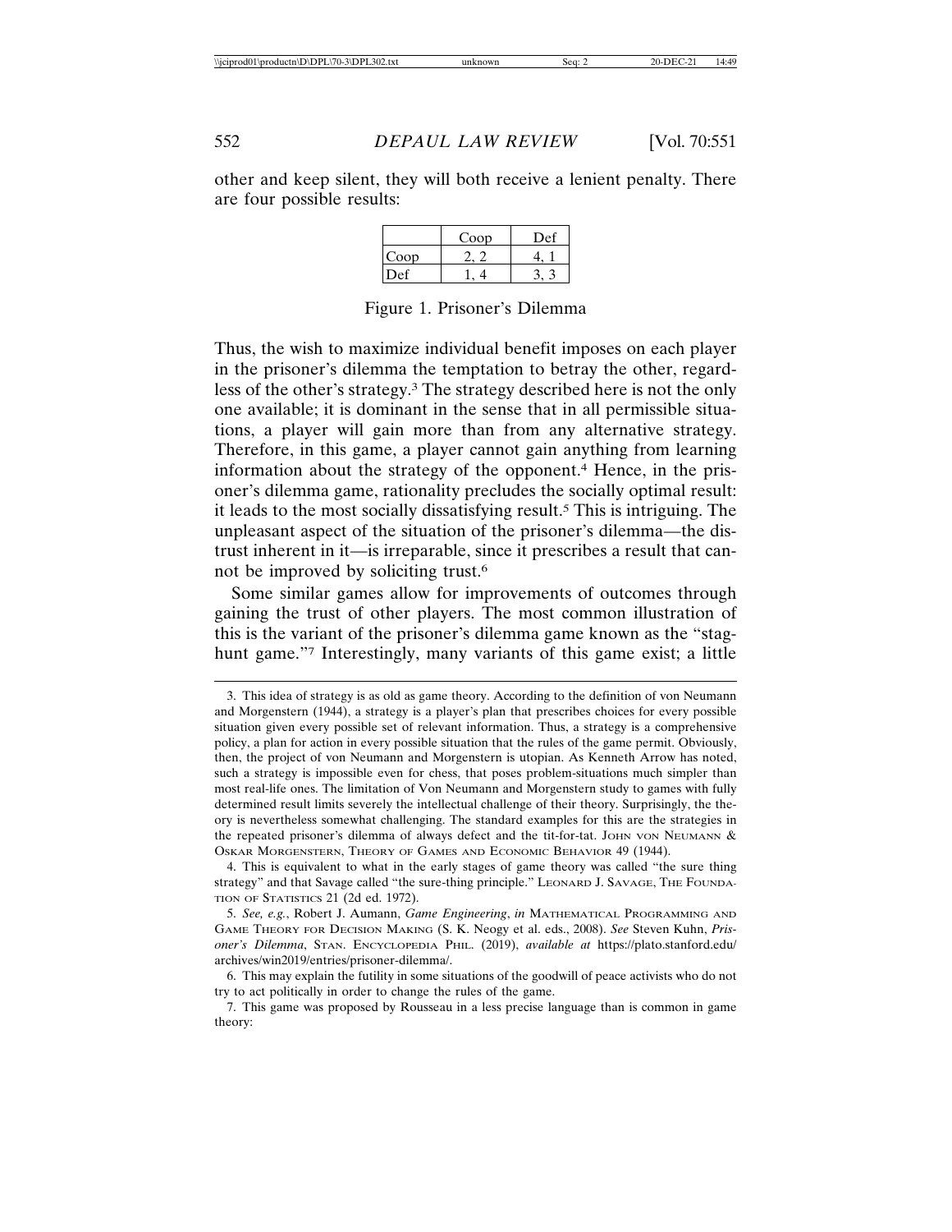other and keep silent, they will both receive a lenient penalty. There are four possible results:

| | Coop | Def |
|---|---|---|
| Coop | 2, 2 | 4, 1 |
| Def | 1, 4 | 3, 3 |

Figure 1. Prisoner's Dilemma

Thus, the wish to maximize individual benefit imposes on each player in the prisoner's dilemma the temptation to betray the other, regardless of the other's strategy.[3] The strategy described here is not the only one available; it is dominant in the sense that in all permissible situations, a player will gain more than from any alternative strategy. Therefore, in this game, a player cannot gain anything from learning information about the strategy of the opponent.[4] Hence, in the prisoner's dilemma game, rationality precludes the socially optimal result: it leads to the most socially dissatisfying result.[5] This is intriguing. The unpleasant aspect of the situation of the prisoner's dilemma—the distrust inherent in it—is irreparable, since it prescribes a result that cannot be improved by soliciting trust.[6]

Some similar games allow for improvements of outcomes through gaining the trust of other players. The most common illustration of this is the variant of the prisoner's dilemma game known as the "stag-hunt game."[7] Interestingly, many variants of this game exist; a little

---

3. This idea of strategy is as old as game theory. According to the definition of von Neumann and Morgenstern (1944), a strategy is a player's plan that prescribes choices for every possible situation given every possible set of relevant information. Thus, a strategy is a comprehensive policy, a plan for action in every possible situation that the rules of the game permit. Obviously, then, the project of von Neumann and Morgenstern is utopian. As Kenneth Arrow has noted, such a strategy is impossible even for chess, that poses problem-situations much simpler than most real-life ones. The limitation of Von Neumann and Morgenstern study to games with fully determined result limits severely the intellectual challenge of their theory. Surprisingly, the theory is nevertheless somewhat challenging. The standard examples for this are the strategies in the repeated prisoner's dilemma of always defect and the tit-for-tat. JOHN VON NEUMANN & OSKAR MORGENSTERN, THEORY OF GAMES AND ECONOMIC BEHAVIOR 49 (1944).

4. This is equivalent to what in the early stages of game theory was called "the sure thing strategy" and that Savage called "the sure-thing principle." LEONARD J. SAVAGE, THE FOUNDATION OF STATISTICS 21 (2d ed. 1972).

5. *See, e.g.*, Robert J. Aumann, *Game Engineering*, *in* MATHEMATICAL PROGRAMMING AND GAME THEORY FOR DECISION MAKING (S. K. Neogy et al. eds., 2008). *See* Steven Kuhn, *Prisoner's Dilemma*, STAN. ENCYCLOPEDIA PHIL. (2019), *available at* https://plato.stanford.edu/archives/win2019/entries/prisoner-dilemma/.

6. This may explain the futility in some situations of the goodwill of peace activists who do not try to act politically in order to change the rules of the game.

7. This game was proposed by Rousseau in a less precise language than is common in game theory: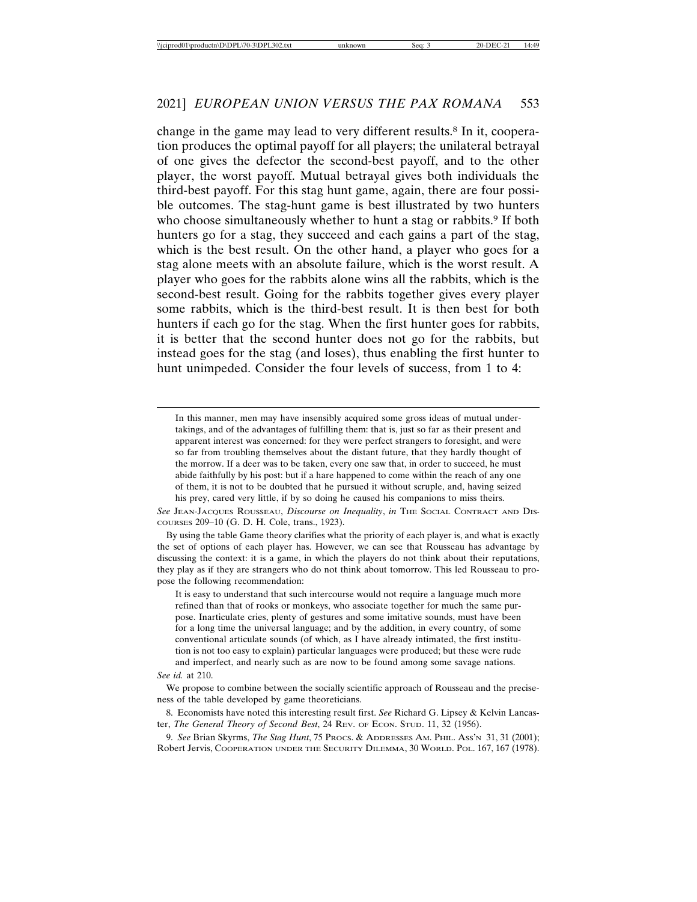change in the game may lead to very different results.[8] In it, cooperation produces the optimal payoff for all players; the unilateral betrayal of one gives the defector the second-best payoff, and to the other player, the worst payoff. Mutual betrayal gives both individuals the third-best payoff. For this stag hunt game, again, there are four possible outcomes. The stag-hunt game is best illustrated by two hunters who choose simultaneously whether to hunt a stag or rabbits.[9] If both hunters go for a stag, they succeed and each gains a part of the stag, which is the best result. On the other hand, a player who goes for a stag alone meets with an absolute failure, which is the worst result. A player who goes for the rabbits alone wins all the rabbits, which is the second-best result. Going for the rabbits together gives every player some rabbits, which is the third-best result. It is then best for both hunters if each go for the stag. When the first hunter goes for rabbits, it is better that the second hunter does not go for the rabbits, but instead goes for the stag (and loses), thus enabling the first hunter to hunt unimpeded. Consider the four levels of success, from 1 to 4:

---

> In this manner, men may have insensibly acquired some gross ideas of mutual undertakings, and of the advantages of fulfilling them: that is, just so far as their present and apparent interest was concerned: for they were perfect strangers to foresight, and were so far from troubling themselves about the distant future, that they hardly thought of the morrow. If a deer was to be taken, every one saw that, in order to succeed, he must abide faithfully by his post: but if a hare happened to come within the reach of any one of them, it is not to be doubted that he pursued it without scruple, and, having seized his prey, cared very little, if by so doing he caused his companions to miss theirs.

*See* Jean-Jacques Rousseau, *Discourse on Inequality*, *in* The Social Contract and Discourses 209–10 (G. D. H. Cole, trans., 1923).

By using the table Game theory clarifies what the priority of each player is, and what is exactly the set of options of each player has. However, we can see that Rousseau has advantage by discussing the context: it is a game, in which the players do not think about their reputations, they play as if they are strangers who do not think about tomorrow. This led Rousseau to propose the following recommendation:

> It is easy to understand that such intercourse would not require a language much more refined than that of rooks or monkeys, who associate together for much the same purpose. Inarticulate cries, plenty of gestures and some imitative sounds, must have been for a long time the universal language; and by the addition, in every country, of some conventional articulate sounds (of which, as I have already intimated, the first institution is not too easy to explain) particular languages were produced; but these were rude and imperfect, and nearly such as are now to be found among some savage nations.

*See id.* at 210.

We propose to combine between the socially scientific approach of Rousseau and the preciseness of the table developed by game theoreticians.

8. Economists have noted this interesting result first. *See* Richard G. Lipsey & Kelvin Lancaster, *The General Theory of Second Best*, 24 Rev. of Econ. Stud. 11, 32 (1956).

9. *See* Brian Skyrms, *The Stag Hunt*, 75 Procs. & Addresses Am. Phil. Ass'n 31, 31 (2001); Robert Jervis, Cooperation under the Security Dilemma, 30 World. Pol. 167, 167 (1978).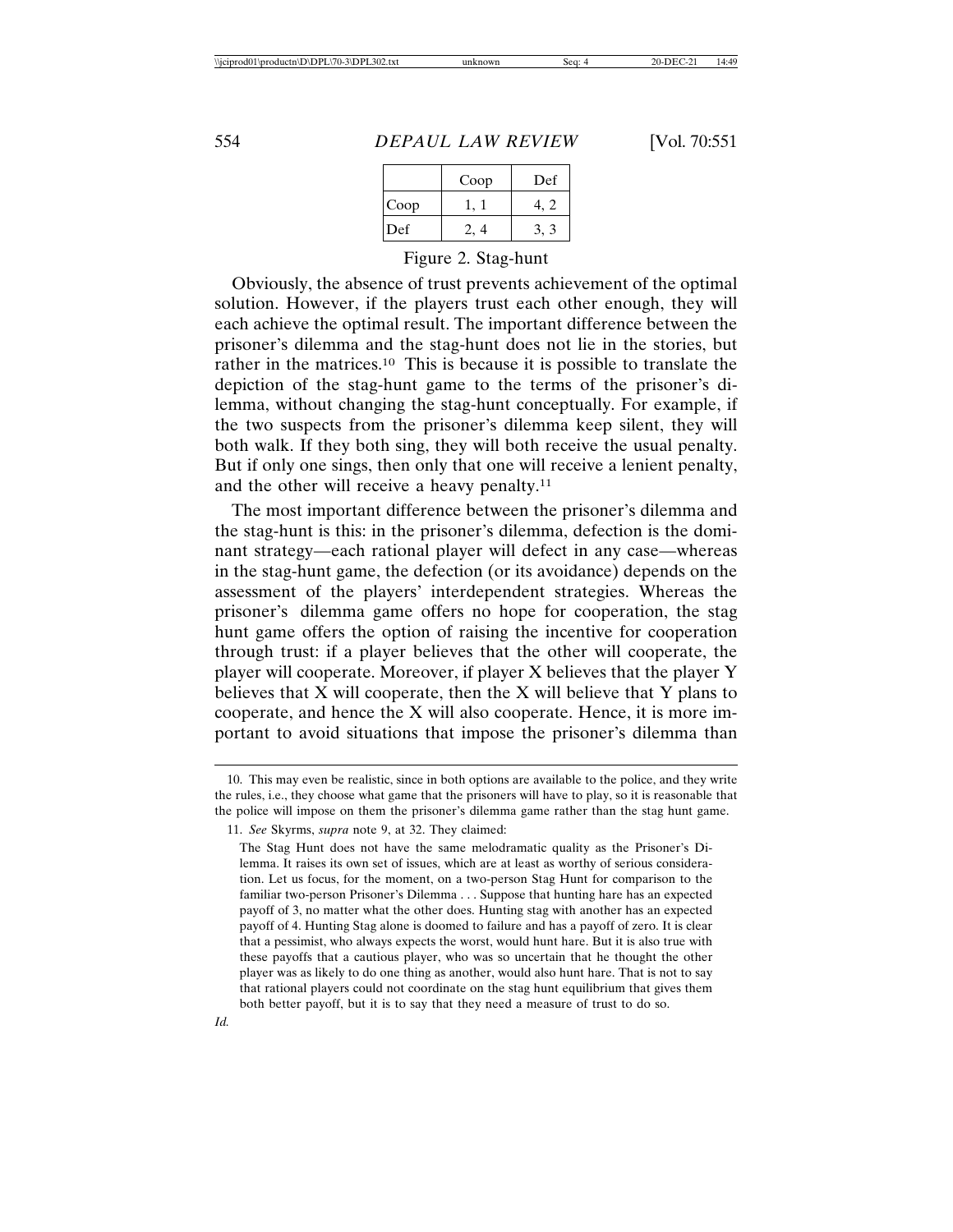| | Coop | Def |
|---|---|---|
| Coop | 1, 1 | 4, 2 |
| Def | 2, 4 | 3, 3 |

Figure 2. Stag-hunt

Obviously, the absence of trust prevents achievement of the optimal solution. However, if the players trust each other enough, they will each achieve the optimal result. The important difference between the prisoner's dilemma and the stag-hunt does not lie in the stories, but rather in the matrices.[10] This is because it is possible to translate the depiction of the stag-hunt game to the terms of the prisoner's dilemma, without changing the stag-hunt conceptually. For example, if the two suspects from the prisoner's dilemma keep silent, they will both walk. If they both sing, they will both receive the usual penalty. But if only one sings, then only that one will receive a lenient penalty, and the other will receive a heavy penalty.[11]

The most important difference between the prisoner's dilemma and the stag-hunt is this: in the prisoner's dilemma, defection is the dominant strategy—each rational player will defect in any case—whereas in the stag-hunt game, the defection (or its avoidance) depends on the assessment of the players' interdependent strategies. Whereas the prisoner's dilemma game offers no hope for cooperation, the stag hunt game offers the option of raising the incentive for cooperation through trust: if a player believes that the other will cooperate, the player will cooperate. Moreover, if player X believes that the player Y believes that X will cooperate, then the X will believe that Y plans to cooperate, and hence the X will also cooperate. Hence, it is more important to avoid situations that impose the prisoner's dilemma than

10. This may even be realistic, since in both options are available to the police, and they write the rules, i.e., they choose what game that the prisoners will have to play, so it is reasonable that the police will impose on them the prisoner's dilemma game rather than the stag hunt game.

11. *See* Skyrms, *supra* note 9, at 32. They claimed:

> The Stag Hunt does not have the same melodramatic quality as the Prisoner's Dilemma. It raises its own set of issues, which are at least as worthy of serious consideration. Let us focus, for the moment, on a two-person Stag Hunt for comparison to the familiar two-person Prisoner's Dilemma . . . Suppose that hunting hare has an expected payoff of 3, no matter what the other does. Hunting stag with another has an expected payoff of 4. Hunting Stag alone is doomed to failure and has a payoff of zero. It is clear that a pessimist, who always expects the worst, would hunt hare. But it is also true with these payoffs that a cautious player, who was so uncertain that he thought the other player was as likely to do one thing as another, would also hunt hare. That is not to say that rational players could not coordinate on the stag hunt equilibrium that gives them both better payoff, but it is to say that they need a measure of trust to do so.

*Id.*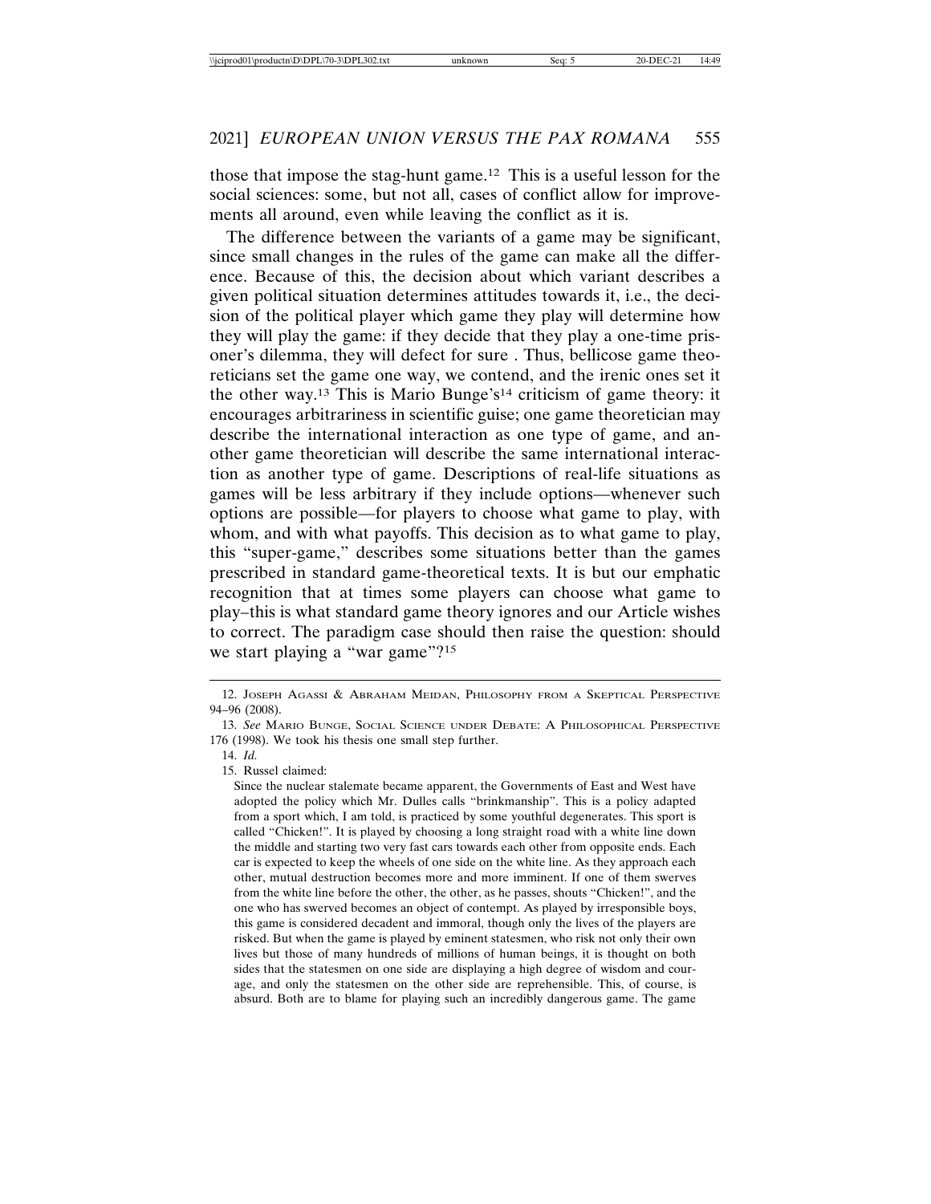those that impose the stag-hunt game.[12] This is a useful lesson for the social sciences: some, but not all, cases of conflict allow for improvements all around, even while leaving the conflict as it is.

The difference between the variants of a game may be significant, since small changes in the rules of the game can make all the difference. Because of this, the decision about which variant describes a given political situation determines attitudes towards it, i.e., the decision of the political player which game they play will determine how they will play the game: if they decide that they play a one-time prisoner's dilemma, they will defect for sure . Thus, bellicose game theoreticians set the game one way, we contend, and the irenic ones set it the other way.[13] This is Mario Bunge's[14] criticism of game theory: it encourages arbitrariness in scientific guise; one game theoretician may describe the international interaction as one type of game, and another game theoretician will describe the same international interaction as another type of game. Descriptions of real-life situations as games will be less arbitrary if they include options—whenever such options are possible—for players to choose what game to play, with whom, and with what payoffs. This decision as to what game to play, this "super-game," describes some situations better than the games prescribed in standard game-theoretical texts. It is but our emphatic recognition that at times some players can choose what game to play–this is what standard game theory ignores and our Article wishes to correct. The paradigm case should then raise the question: should we start playing a "war game"?[15]

---

12. Joseph Agassi & Abraham Meidan, Philosophy from a Skeptical Perspective 94–96 (2008).

13. *See* Mario Bunge, Social Science under Debate: A Philosophical Perspective 176 (1998). We took his thesis one small step further.

14. *Id.*

15. Russel claimed:

> Since the nuclear stalemate became apparent, the Governments of East and West have adopted the policy which Mr. Dulles calls "brinkmanship". This is a policy adapted from a sport which, I am told, is practiced by some youthful degenerates. This sport is called "Chicken!". It is played by choosing a long straight road with a white line down the middle and starting two very fast cars towards each other from opposite ends. Each car is expected to keep the wheels of one side on the white line. As they approach each other, mutual destruction becomes more and more imminent. If one of them swerves from the white line before the other, the other, as he passes, shouts "Chicken!", and the one who has swerved becomes an object of contempt. As played by irresponsible boys, this game is considered decadent and immoral, though only the lives of the players are risked. But when the game is played by eminent statesmen, who risk not only their own lives but those of many hundreds of millions of human beings, it is thought on both sides that the statesmen on one side are displaying a high degree of wisdom and courage, and only the statesmen on the other side are reprehensible. This, of course, is absurd. Both are to blame for playing such an incredibly dangerous game. The game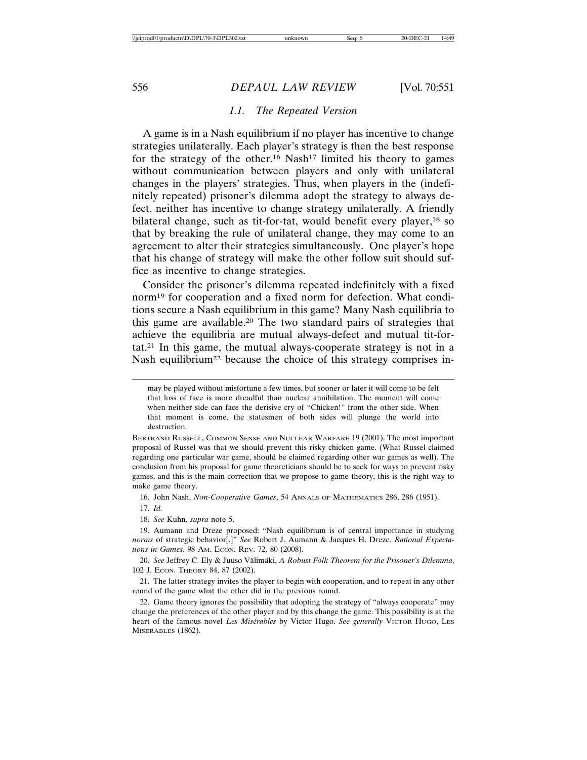### 1.1. The Repeated Version

A game is in a Nash equilibrium if no player has incentive to change strategies unilaterally. Each player's strategy is then the best response for the strategy of the other.[16] Nash[17] limited his theory to games without communication between players and only with unilateral changes in the players' strategies. Thus, when players in the (indefinitely repeated) prisoner's dilemma adopt the strategy to always defect, neither has incentive to change strategy unilaterally. A friendly bilateral change, such as tit-for-tat, would benefit every player,[18] so that by breaking the rule of unilateral change, they may come to an agreement to alter their strategies simultaneously. One player's hope that his change of strategy will make the other follow suit should suffice as incentive to change strategies.

Consider the prisoner's dilemma repeated indefinitely with a fixed norm[19] for cooperation and a fixed norm for defection. What conditions secure a Nash equilibrium in this game? Many Nash equilibria to this game are available.[20] The two standard pairs of strategies that achieve the equilibria are mutual always-defect and mutual tit-for-tat.[21] In this game, the mutual always-cooperate strategy is not in a Nash equilibrium[22] because the choice of this strategy comprises in-

---

> may be played without misfortune a few times, but sooner or later it will come to be felt that loss of face is more dreadful than nuclear annihilation. The moment will come when neither side can face the derisive cry of "Chicken!" from the other side. When that moment is come, the statesmen of both sides will plunge the world into destruction.

BERTRAND RUSSELL, COMMON SENSE AND NUCLEAR WARFARE 19 (2001). The most important proposal of Russel was that we should prevent this risky chicken game. (What Russel claimed regarding one particular war game, should be claimed regarding other war games as well). The conclusion from his proposal for game theoreticians should be to seek for ways to prevent risky games, and this is the main correction that we propose to game theory, this is the right way to make game theory.

16. John Nash, *Non-Cooperative Games*, 54 ANNALS OF MATHEMATICS 286, 286 (1951).

17. *Id.*

18. *See* Kuhn, *supra* note 5.

19. Aumann and Dreze proposed: "Nash equilibrium is of central importance in studying *norms* of strategic behavior[.]" *See* Robert J. Aumann & Jacques H. Dreze, *Rational Expectations in Games*, 98 AM. ECON. REV. 72, 80 (2008).

20. *See* Jeffrey C. Ely & Juuso Välimäki, *A Robust Folk Theorem for the Prisoner's Dilemma*, 102 J. ECON. THEORY 84, 87 (2002).

21. The latter strategy invites the player to begin with cooperation, and to repeat in any other round of the game what the other did in the previous round.

22. Game theory ignores the possibility that adopting the strategy of "always cooperate" may change the preferences of the other player and by this change the game. This possibility is at the heart of the famous novel *Les Misérables* by Victor Hugo. *See generally* VICTOR HUGO, LES MISERABLES (1862).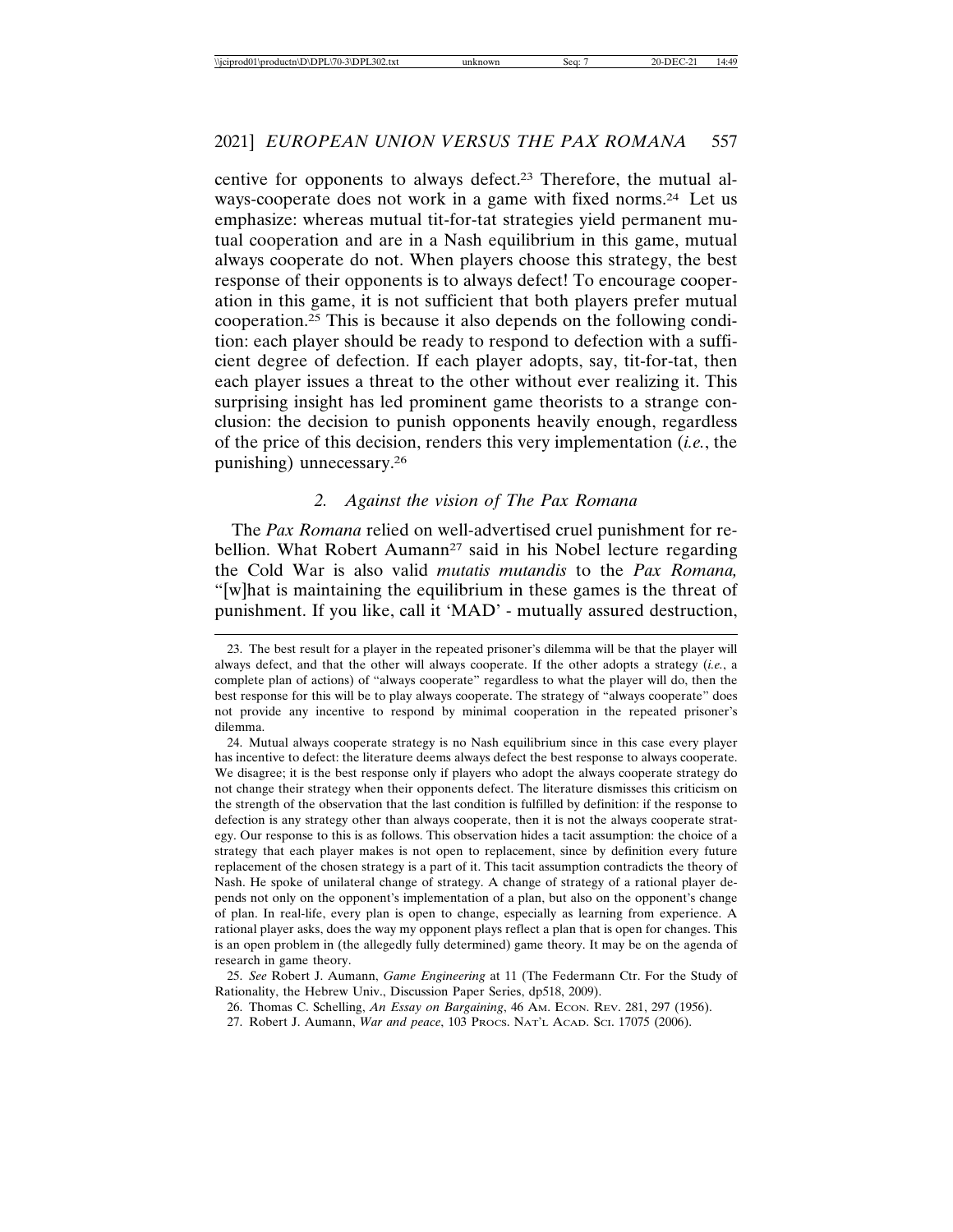centive for opponents to always defect.[23] Therefore, the mutual always-cooperate does not work in a game with fixed norms.[24] Let us emphasize: whereas mutual tit-for-tat strategies yield permanent mutual cooperation and are in a Nash equilibrium in this game, mutual always cooperate do not. When players choose this strategy, the best response of their opponents is to always defect! To encourage cooperation in this game, it is not sufficient that both players prefer mutual cooperation.[25] This is because it also depends on the following condition: each player should be ready to respond to defection with a sufficient degree of defection. If each player adopts, say, tit-for-tat, then each player issues a threat to the other without ever realizing it. This surprising insight has led prominent game theorists to a strange conclusion: the decision to punish opponents heavily enough, regardless of the price of this decision, renders this very implementation (*i.e.*, the punishing) unnecessary.[26]

### *2. Against the vision of The Pax Romana*

The *Pax Romana* relied on well-advertised cruel punishment for rebellion. What Robert Aumann[27] said in his Nobel lecture regarding the Cold War is also valid *mutatis mutandis* to the *Pax Romana,* "[w]hat is maintaining the equilibrium in these games is the threat of punishment. If you like, call it 'MAD' - mutually assured destruction,

---

23. The best result for a player in the repeated prisoner's dilemma will be that the player will always defect, and that the other will always cooperate. If the other adopts a strategy (*i.e.*, a complete plan of actions) of "always cooperate" regardless to what the player will do, then the best response for this will be to play always cooperate. The strategy of "always cooperate" does not provide any incentive to respond by minimal cooperation in the repeated prisoner's dilemma.

24. Mutual always cooperate strategy is no Nash equilibrium since in this case every player has incentive to defect: the literature deems always defect the best response to always cooperate. We disagree; it is the best response only if players who adopt the always cooperate strategy do not change their strategy when their opponents defect. The literature dismisses this criticism on the strength of the observation that the last condition is fulfilled by definition: if the response to defection is any strategy other than always cooperate, then it is not the always cooperate strategy. Our response to this is as follows. This observation hides a tacit assumption: the choice of a strategy that each player makes is not open to replacement, since by definition every future replacement of the chosen strategy is a part of it. This tacit assumption contradicts the theory of Nash. He spoke of unilateral change of strategy. A change of strategy of a rational player depends not only on the opponent's implementation of a plan, but also on the opponent's change of plan. In real-life, every plan is open to change, especially as learning from experience. A rational player asks, does the way my opponent plays reflect a plan that is open for changes. This is an open problem in (the allegedly fully determined) game theory. It may be on the agenda of research in game theory.

25. *See* Robert J. Aumann, *Game Engineering* at 11 (The Federmann Ctr. For the Study of Rationality, the Hebrew Univ., Discussion Paper Series, dp518, 2009).

26. Thomas C. Schelling, *An Essay on Bargaining*, 46 AM. ECON. REV. 281, 297 (1956).

27. Robert J. Aumann, *War and peace*, 103 PROCS. NAT'L ACAD. SCI. 17075 (2006).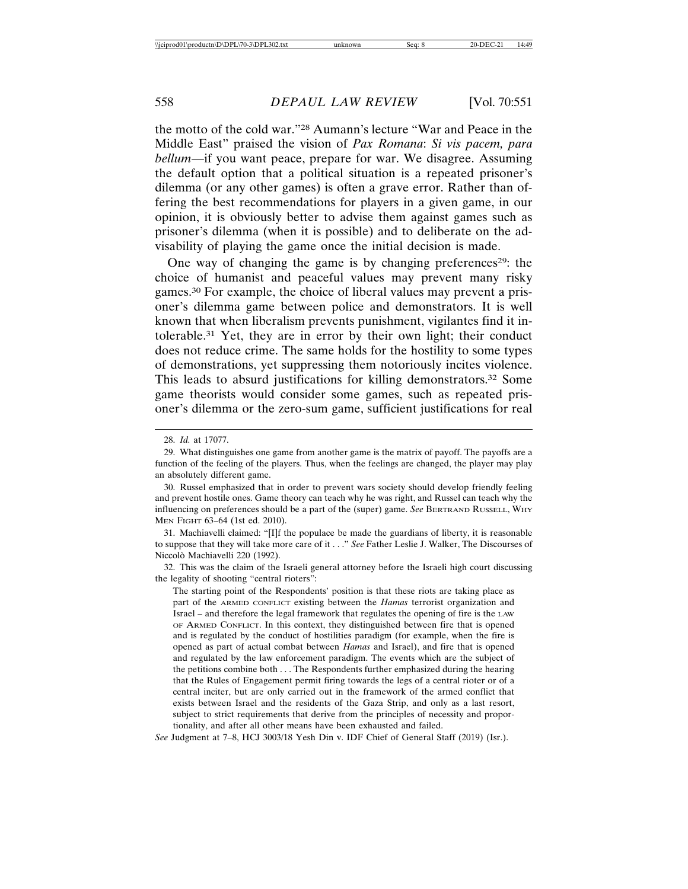the motto of the cold war."[28] Aumann's lecture "War and Peace in the Middle East" praised the vision of *Pax Romana*: *Si vis pacem, para bellum*—if you want peace, prepare for war. We disagree. Assuming the default option that a political situation is a repeated prisoner's dilemma (or any other games) is often a grave error. Rather than offering the best recommendations for players in a given game, in our opinion, it is obviously better to advise them against games such as prisoner's dilemma (when it is possible) and to deliberate on the advisability of playing the game once the initial decision is made.

One way of changing the game is by changing preferences[29]: the choice of humanist and peaceful values may prevent many risky games.[30] For example, the choice of liberal values may prevent a prisoner's dilemma game between police and demonstrators. It is well known that when liberalism prevents punishment, vigilantes find it intolerable.[31] Yet, they are in error by their own light; their conduct does not reduce crime. The same holds for the hostility to some types of demonstrations, yet suppressing them notoriously incites violence. This leads to absurd justifications for killing demonstrators.[32] Some game theorists would consider some games, such as repeated prisoner's dilemma or the zero-sum game, sufficient justifications for real

---

28. *Id.* at 17077.

29. What distinguishes one game from another game is the matrix of payoff. The payoffs are a function of the feeling of the players. Thus, when the feelings are changed, the player may play an absolutely different game.

30. Russel emphasized that in order to prevent wars society should develop friendly feeling and prevent hostile ones. Game theory can teach why he was right, and Russel can teach why the influencing on preferences should be a part of the (super) game. *See* BERTRAND RUSSELL, WHY MEN FIGHT 63–64 (1st ed. 2010).

31. Machiavelli claimed: "[I]f the populace be made the guardians of liberty, it is reasonable to suppose that they will take more care of it . . ." *See* Father Leslie J. Walker, The Discourses of Niccolò Machiavelli 220 (1992).

32. This was the claim of the Israeli general attorney before the Israeli high court discussing the legality of shooting "central rioters":

> The starting point of the Respondents' position is that these riots are taking place as part of the ARMED CONFLICT existing between the *Hamas* terrorist organization and Israel – and therefore the legal framework that regulates the opening of fire is the LAW OF ARMED CONFLICT. In this context, they distinguished between fire that is opened and is regulated by the conduct of hostilities paradigm (for example, when the fire is opened as part of actual combat between *Hamas* and Israel), and fire that is opened and regulated by the law enforcement paradigm. The events which are the subject of the petitions combine both . . . The Respondents further emphasized during the hearing that the Rules of Engagement permit firing towards the legs of a central rioter or of a central inciter, but are only carried out in the framework of the armed conflict that exists between Israel and the residents of the Gaza Strip, and only as a last resort, subject to strict requirements that derive from the principles of necessity and proportionality, and after all other means have been exhausted and failed.

*See* Judgment at 7–8, HCJ 3003/18 Yesh Din v. IDF Chief of General Staff (2019) (Isr.).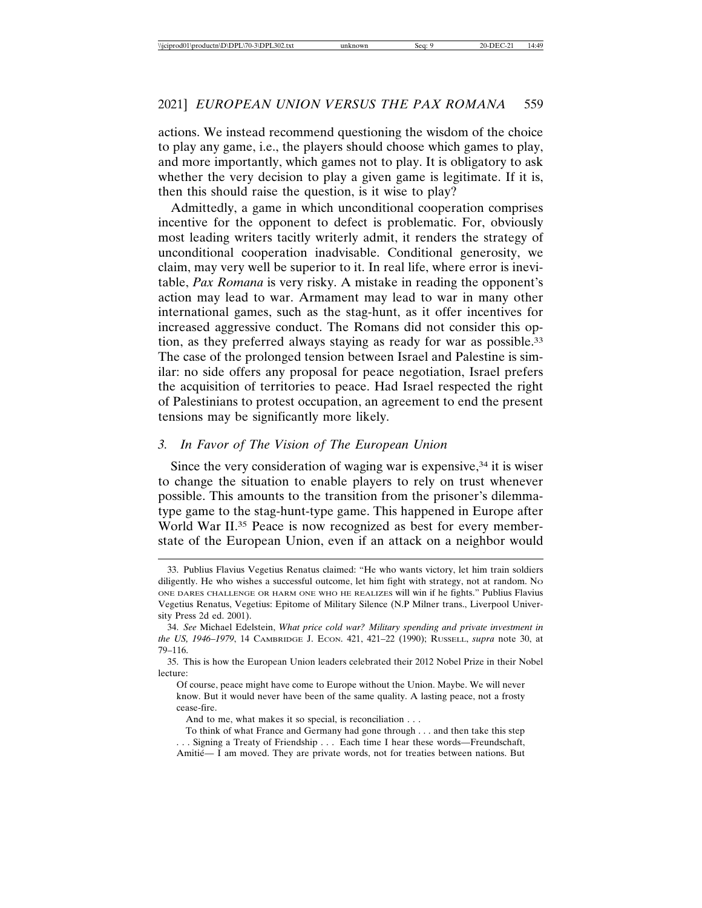actions. We instead recommend questioning the wisdom of the choice to play any game, i.e., the players should choose which games to play, and more importantly, which games not to play. It is obligatory to ask whether the very decision to play a given game is legitimate. If it is, then this should raise the question, is it wise to play?

Admittedly, a game in which unconditional cooperation comprises incentive for the opponent to defect is problematic. For, obviously most leading writers tacitly writerly admit, it renders the strategy of unconditional cooperation inadvisable. Conditional generosity, we claim, may very well be superior to it. In real life, where error is inevitable, *Pax Romana* is very risky. A mistake in reading the opponent's action may lead to war. Armament may lead to war in many other international games, such as the stag-hunt, as it offer incentives for increased aggressive conduct. The Romans did not consider this option, as they preferred always staying as ready for war as possible.[33] The case of the prolonged tension between Israel and Palestine is similar: no side offers any proposal for peace negotiation, Israel prefers the acquisition of territories to peace. Had Israel respected the right of Palestinians to protest occupation, an agreement to end the present tensions may be significantly more likely.

### 3. *In Favor of The Vision of The European Union*

Since the very consideration of waging war is expensive,[34] it is wiser to change the situation to enable players to rely on trust whenever possible. This amounts to the transition from the prisoner's dilemma-type game to the stag-hunt-type game. This happened in Europe after World War II.[35] Peace is now recognized as best for every member-state of the European Union, even if an attack on a neighbor would

---

33. Publius Flavius Vegetius Renatus claimed: "He who wants victory, let him train soldiers diligently. He who wishes a successful outcome, let him fight with strategy, not at random. NO ONE DARES CHALLENGE OR HARM ONE WHO HE REALIZES will win if he fights." Publius Flavius Vegetius Renatus, Vegetius: Epitome of Military Silence (N.P Milner trans., Liverpool University Press 2d ed. 2001).

34. *See* Michael Edelstein, *What price cold war? Military spending and private investment in the US, 1946–1979*, 14 CAMBRIDGE J. ECON. 421, 421–22 (1990); RUSSELL, *supra* note 30, at 79–116.

35. This is how the European Union leaders celebrated their 2012 Nobel Prize in their Nobel lecture:

> Of course, peace might have come to Europe without the Union. Maybe. We will never know. But it would never have been of the same quality. A lasting peace, not a frosty cease-fire.
>
> And to me, what makes it so special, is reconciliation . . .
>
> To think of what France and Germany had gone through . . . and then take this step . . . Signing a Treaty of Friendship . . . Each time I hear these words—Freundschaft, Amitié— I am moved. They are private words, not for treaties between nations. But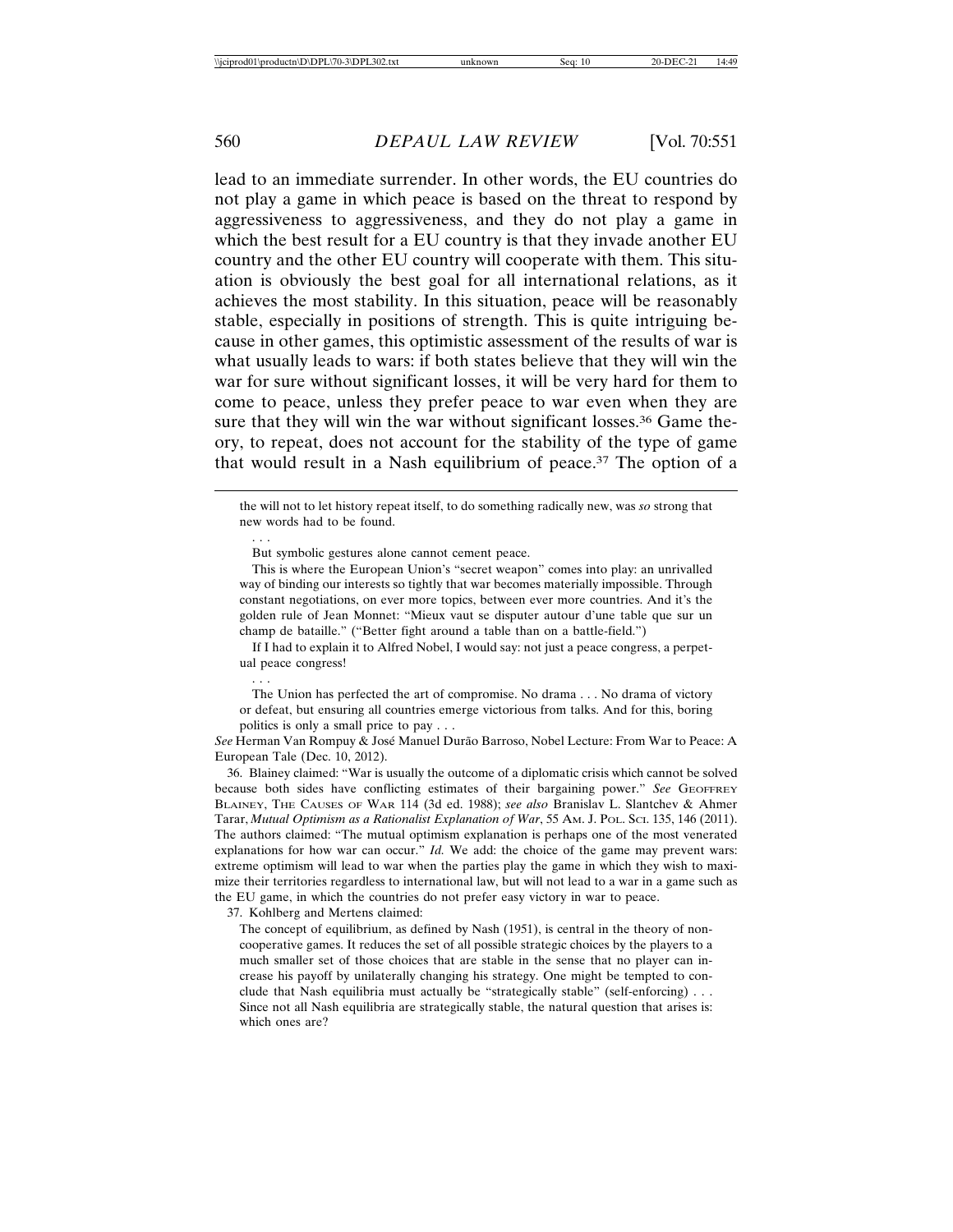lead to an immediate surrender. In other words, the EU countries do not play a game in which peace is based on the threat to respond by aggressiveness to aggressiveness, and they do not play a game in which the best result for a EU country is that they invade another EU country and the other EU country will cooperate with them. This situation is obviously the best goal for all international relations, as it achieves the most stability. In this situation, peace will be reasonably stable, especially in positions of strength. This is quite intriguing because in other games, this optimistic assessment of the results of war is what usually leads to wars: if both states believe that they will win the war for sure without significant losses, it will be very hard for them to come to peace, unless they prefer peace to war even when they are sure that they will win the war without significant losses.[36] Game theory, to repeat, does not account for the stability of the type of game that would result in a Nash equilibrium of peace.[37] The option of a

---

the will not to let history repeat itself, to do something radically new, was *so* strong that new words had to be found.

. . .

But symbolic gestures alone cannot cement peace.

This is where the European Union's "secret weapon" comes into play: an unrivalled way of binding our interests so tightly that war becomes materially impossible. Through constant negotiations, on ever more topics, between ever more countries. And it's the golden rule of Jean Monnet: "Mieux vaut se disputer autour d'une table que sur un champ de bataille." ("Better fight around a table than on a battle-field.")

If I had to explain it to Alfred Nobel, I would say: not just a peace congress, a perpetual peace congress!

. . .

The Union has perfected the art of compromise. No drama . . . No drama of victory or defeat, but ensuring all countries emerge victorious from talks. And for this, boring politics is only a small price to pay . . .

*See* Herman Van Rompuy & José Manuel Durão Barroso, Nobel Lecture: From War to Peace: A European Tale (Dec. 10, 2012).

36. Blainey claimed: "War is usually the outcome of a diplomatic crisis which cannot be solved because both sides have conflicting estimates of their bargaining power." *See* GEOFFREY BLAINEY, THE CAUSES OF WAR 114 (3d ed. 1988); *see also* Branislav L. Slantchev & Ahmer Tarar, *Mutual Optimism as a Rationalist Explanation of War*, 55 AM. J. POL. SCI. 135, 146 (2011). The authors claimed: "The mutual optimism explanation is perhaps one of the most venerated explanations for how war can occur." *Id.* We add: the choice of the game may prevent wars: extreme optimism will lead to war when the parties play the game in which they wish to maximize their territories regardless to international law, but will not lead to a war in a game such as the EU game, in which the countries do not prefer easy victory in war to peace.

37. Kohlberg and Mertens claimed:

The concept of equilibrium, as defined by Nash (1951), is central in the theory of noncooperative games. It reduces the set of all possible strategic choices by the players to a much smaller set of those choices that are stable in the sense that no player can increase his payoff by unilaterally changing his strategy. One might be tempted to conclude that Nash equilibria must actually be "strategically stable" (self-enforcing) . . . Since not all Nash equilibria are strategically stable, the natural question that arises is: which ones are?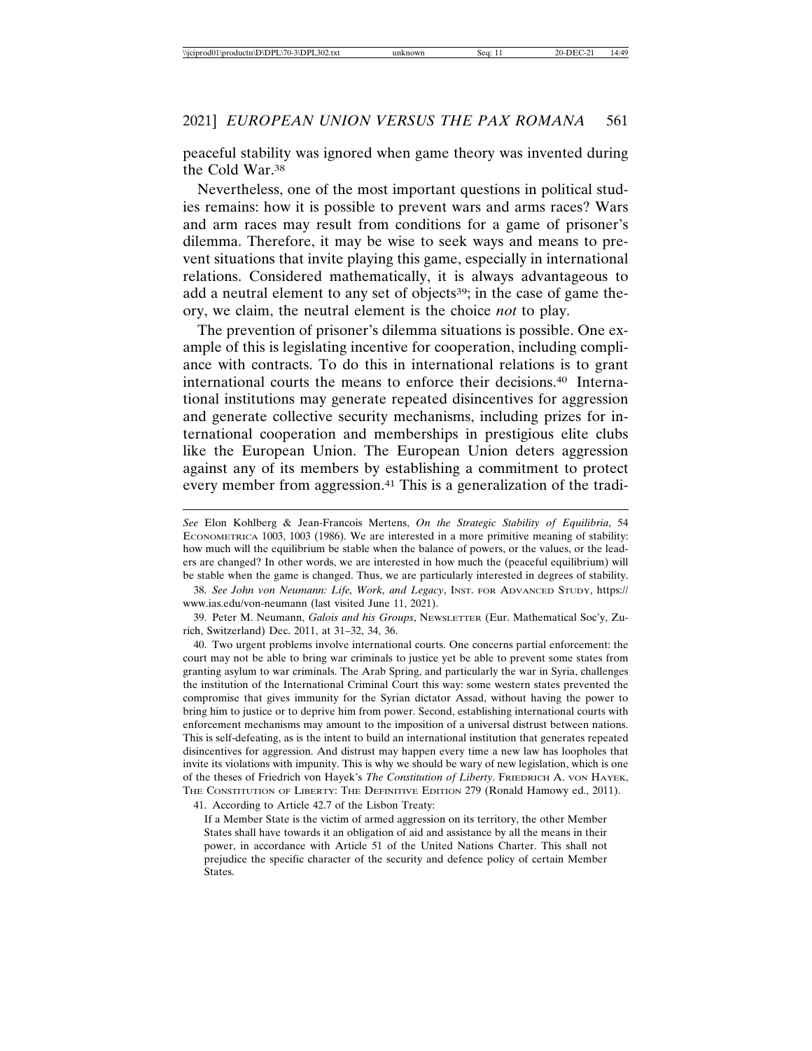peaceful stability was ignored when game theory was invented during the Cold War.[38]

Nevertheless, one of the most important questions in political studies remains: how it is possible to prevent wars and arms races? Wars and arm races may result from conditions for a game of prisoner's dilemma. Therefore, it may be wise to seek ways and means to prevent situations that invite playing this game, especially in international relations. Considered mathematically, it is always advantageous to add a neutral element to any set of objects[39]; in the case of game theory, we claim, the neutral element is the choice *not* to play.

The prevention of prisoner's dilemma situations is possible. One example of this is legislating incentive for cooperation, including compliance with contracts. To do this in international relations is to grant international courts the means to enforce their decisions.[40] International institutions may generate repeated disincentives for aggression and generate collective security mechanisms, including prizes for international cooperation and memberships in prestigious elite clubs like the European Union. The European Union deters aggression against any of its members by establishing a commitment to protect every member from aggression.[41] This is a generalization of the tradi-

---

*See* Elon Kohlberg & Jean-Francois Mertens, *On the Strategic Stability of Equilibria*, 54 ECONOMETRICA 1003, 1003 (1986). We are interested in a more primitive meaning of stability: how much will the equilibrium be stable when the balance of powers, or the values, or the leaders are changed? In other words, we are interested in how much the (peaceful equilibrium) will be stable when the game is changed. Thus, we are particularly interested in degrees of stability.

38. *See John von Neumann: Life, Work, and Legacy*, INST. FOR ADVANCED STUDY, https://www.ias.edu/von-neumann (last visited June 11, 2021).

39. Peter M. Neumann, *Galois and his Groups*, NEWSLETTER (Eur. Mathematical Soc'y, Zurich, Switzerland) Dec. 2011, at 31–32, 34, 36.

40. Two urgent problems involve international courts. One concerns partial enforcement: the court may not be able to bring war criminals to justice yet be able to prevent some states from granting asylum to war criminals. The Arab Spring, and particularly the war in Syria, challenges the institution of the International Criminal Court this way: some western states prevented the compromise that gives immunity for the Syrian dictator Assad, without having the power to bring him to justice or to deprive him from power. Second, establishing international courts with enforcement mechanisms may amount to the imposition of a universal distrust between nations. This is self-defeating, as is the intent to build an international institution that generates repeated disincentives for aggression. And distrust may happen every time a new law has loopholes that invite its violations with impunity. This is why we should be wary of new legislation, which is one of the theses of Friedrich von Hayek's *The Constitution of Liberty*. FRIEDRICH A. VON HAYEK, THE CONSTITUTION OF LIBERTY: THE DEFINITIVE EDITION 279 (Ronald Hamowy ed., 2011).

41. According to Article 42.7 of the Lisbon Treaty:

> If a Member State is the victim of armed aggression on its territory, the other Member States shall have towards it an obligation of aid and assistance by all the means in their power, in accordance with Article 51 of the United Nations Charter. This shall not prejudice the specific character of the security and defence policy of certain Member States.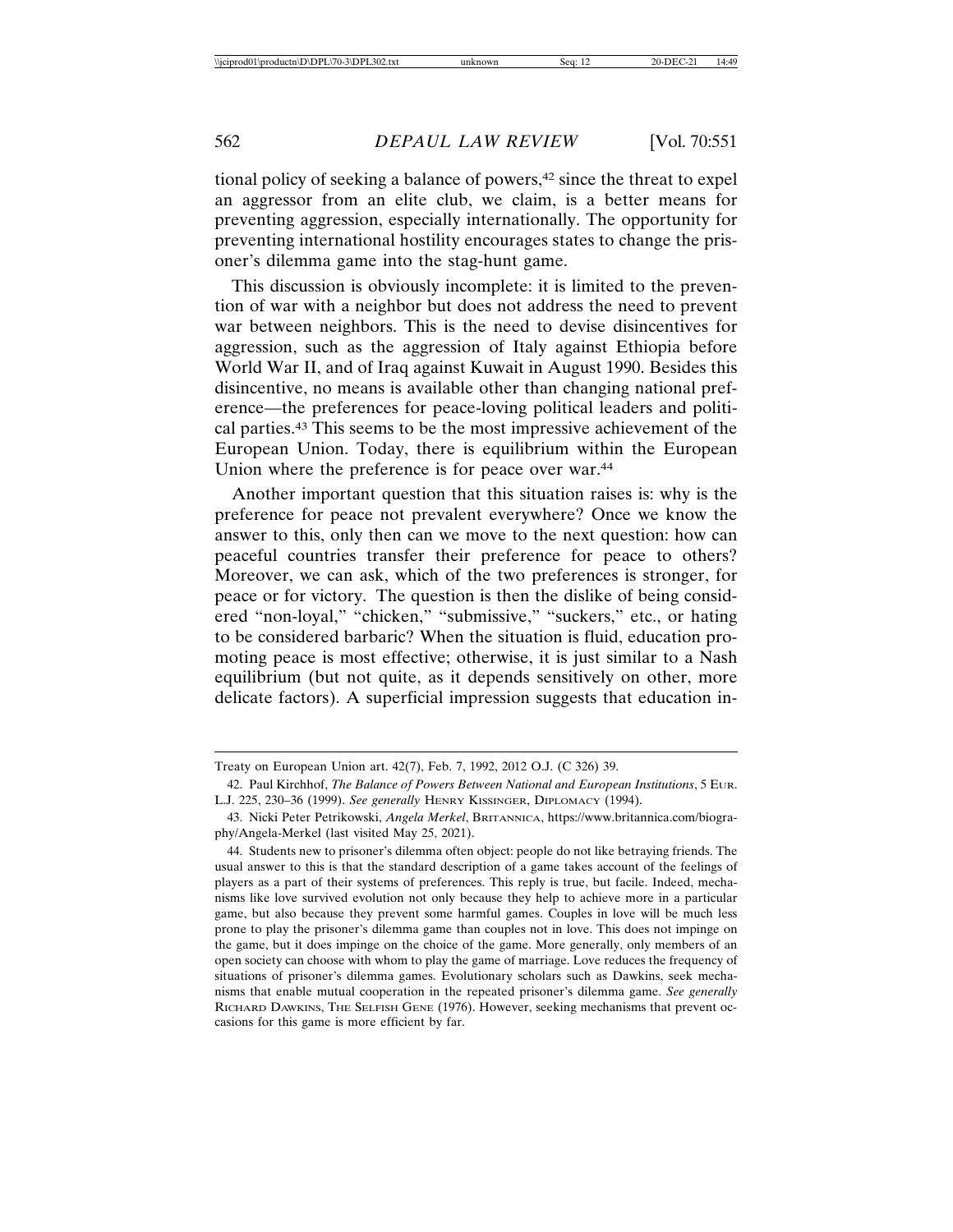tional policy of seeking a balance of powers,[42] since the threat to expel an aggressor from an elite club, we claim, is a better means for preventing aggression, especially internationally. The opportunity for preventing international hostility encourages states to change the prisoner's dilemma game into the stag-hunt game.

This discussion is obviously incomplete: it is limited to the prevention of war with a neighbor but does not address the need to prevent war between neighbors. This is the need to devise disincentives for aggression, such as the aggression of Italy against Ethiopia before World War II, and of Iraq against Kuwait in August 1990. Besides this disincentive, no means is available other than changing national preference—the preferences for peace-loving political leaders and political parties.[43] This seems to be the most impressive achievement of the European Union. Today, there is equilibrium within the European Union where the preference is for peace over war.[44]

Another important question that this situation raises is: why is the preference for peace not prevalent everywhere? Once we know the answer to this, only then can we move to the next question: how can peaceful countries transfer their preference for peace to others? Moreover, we can ask, which of the two preferences is stronger, for peace or for victory. The question is then the dislike of being considered "non-loyal," "chicken," "submissive," "suckers," etc., or hating to be considered barbaric? When the situation is fluid, education promoting peace is most effective; otherwise, it is just similar to a Nash equilibrium (but not quite, as it depends sensitively on other, more delicate factors). A superficial impression suggests that education in-

---

Treaty on European Union art. 42(7), Feb. 7, 1992, 2012 O.J. (C 326) 39.

42. Paul Kirchhof, *The Balance of Powers Between National and European Institutions*, 5 Eur. L.J. 225, 230–36 (1999). *See generally* Henry Kissinger, Diplomacy (1994).

43. Nicki Peter Petrikowski, *Angela Merkel*, Britannica, https://www.britannica.com/biography/Angela-Merkel (last visited May 25, 2021).

44. Students new to prisoner's dilemma often object: people do not like betraying friends. The usual answer to this is that the standard description of a game takes account of the feelings of players as a part of their systems of preferences. This reply is true, but facile. Indeed, mechanisms like love survived evolution not only because they help to achieve more in a particular game, but also because they prevent some harmful games. Couples in love will be much less prone to play the prisoner's dilemma game than couples not in love. This does not impinge on the game, but it does impinge on the choice of the game. More generally, only members of an open society can choose with whom to play the game of marriage. Love reduces the frequency of situations of prisoner's dilemma games. Evolutionary scholars such as Dawkins, seek mechanisms that enable mutual cooperation in the repeated prisoner's dilemma game. *See generally* Richard Dawkins, The Selfish Gene (1976). However, seeking mechanisms that prevent occasions for this game is more efficient by far.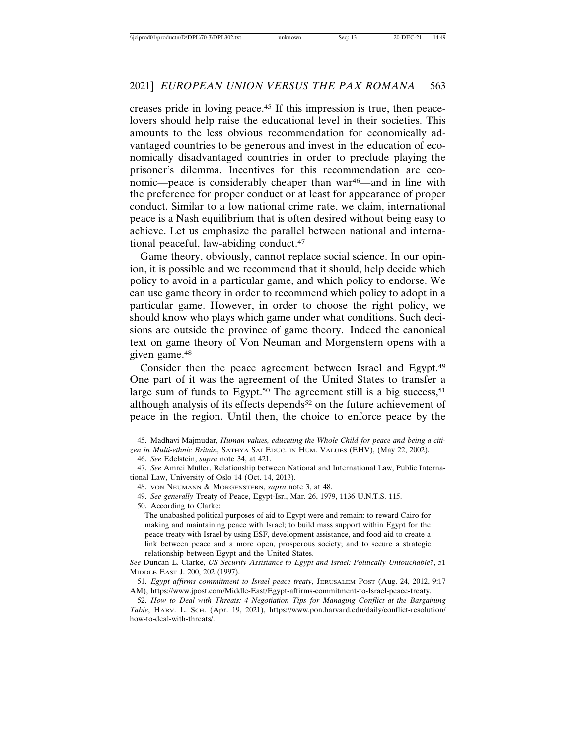creases pride in loving peace.[45] If this impression is true, then peace-lovers should help raise the educational level in their societies. This amounts to the less obvious recommendation for economically advantaged countries to be generous and invest in the education of economically disadvantaged countries in order to preclude playing the prisoner's dilemma. Incentives for this recommendation are economic—peace is considerably cheaper than war[46]—and in line with the preference for proper conduct or at least for appearance of proper conduct. Similar to a low national crime rate, we claim, international peace is a Nash equilibrium that is often desired without being easy to achieve. Let us emphasize the parallel between national and international peaceful, law-abiding conduct.[47]

Game theory, obviously, cannot replace social science. In our opinion, it is possible and we recommend that it should, help decide which policy to avoid in a particular game, and which policy to endorse. We can use game theory in order to recommend which policy to adopt in a particular game. However, in order to choose the right policy, we should know who plays which game under what conditions. Such decisions are outside the province of game theory. Indeed the canonical text on game theory of Von Neuman and Morgenstern opens with a given game.[48]

Consider then the peace agreement between Israel and Egypt.[49] One part of it was the agreement of the United States to transfer a large sum of funds to Egypt.[50] The agreement still is a big success,[51] although analysis of its effects depends[52] on the future achievement of peace in the region. Until then, the choice to enforce peace by the

---

45. Madhavi Majmudar, *Human values, educating the Whole Child for peace and being a citizen in Multi-ethnic Britain*, SATHYA SAI EDUC. IN HUM. VALUES (EHV), (May 22, 2002).

46. *See* Edelstein, *supra* note 34, at 421.

47. *See* Amrei Müller, Relationship between National and International Law, Public International Law, University of Oslo 14 (Oct. 14, 2013).

48. VON NEUMANN & MORGENSTERN, *supra* note 3, at 48.

49. *See generally* Treaty of Peace, Egypt-Isr., Mar. 26, 1979, 1136 U.N.T.S. 115.

50. According to Clarke:

> The unabashed political purposes of aid to Egypt were and remain: to reward Cairo for making and maintaining peace with Israel; to build mass support within Egypt for the peace treaty with Israel by using ESF, development assistance, and food aid to create a link between peace and a more open, prosperous society; and to secure a strategic relationship between Egypt and the United States.

*See* Duncan L. Clarke, *US Security Assistance to Egypt and Israel: Politically Untouchable?*, 51 MIDDLE EAST J. 200, 202 (1997).

51. *Egypt affirms commitment to Israel peace treaty*, JERUSALEM POST (Aug. 24, 2012, 9:17 AM), https://www.jpost.com/Middle-East/Egypt-affirms-commitment-to-Israel-peace-treaty.

52. *How to Deal with Threats: 4 Negotiation Tips for Managing Conflict at the Bargaining Table*, HARV. L. SCH. (Apr. 19, 2021), https://www.pon.harvard.edu/daily/conflict-resolution/how-to-deal-with-threats/.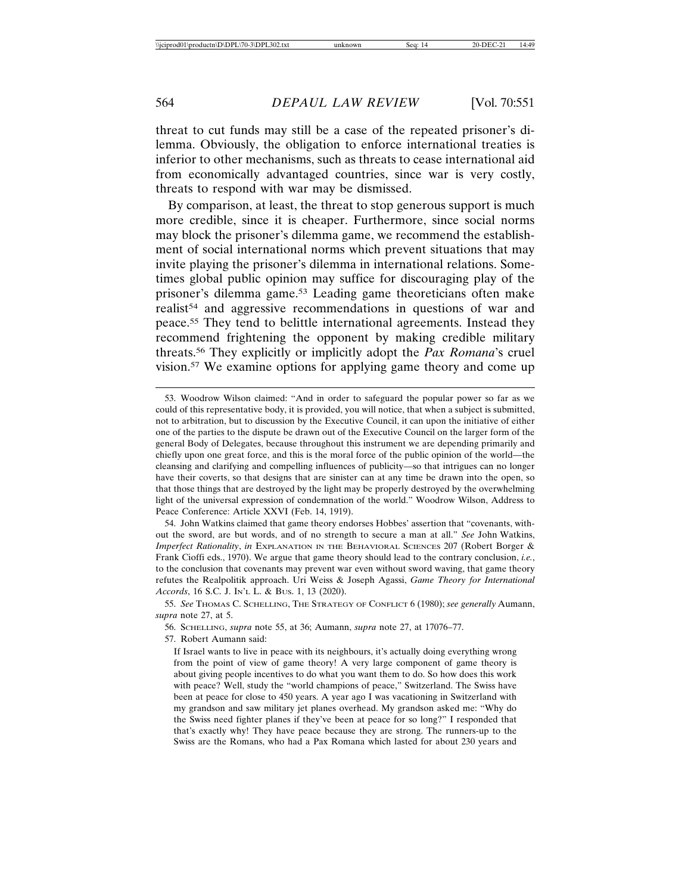threat to cut funds may still be a case of the repeated prisoner's dilemma. Obviously, the obligation to enforce international treaties is inferior to other mechanisms, such as threats to cease international aid from economically advantaged countries, since war is very costly, threats to respond with war may be dismissed.

By comparison, at least, the threat to stop generous support is much more credible, since it is cheaper. Furthermore, since social norms may block the prisoner's dilemma game, we recommend the establishment of social international norms which prevent situations that may invite playing the prisoner's dilemma in international relations. Sometimes global public opinion may suffice for discouraging play of the prisoner's dilemma game.[53] Leading game theoreticians often make realist[54] and aggressive recommendations in questions of war and peace.[55] They tend to belittle international agreements. Instead they recommend frightening the opponent by making credible military threats.[56] They explicitly or implicitly adopt the *Pax Romana*'s cruel vision.[57] We examine options for applying game theory and come up

---

53. Woodrow Wilson claimed: "And in order to safeguard the popular power so far as we could of this representative body, it is provided, you will notice, that when a subject is submitted, not to arbitration, but to discussion by the Executive Council, it can upon the initiative of either one of the parties to the dispute be drawn out of the Executive Council on the larger form of the general Body of Delegates, because throughout this instrument we are depending primarily and chiefly upon one great force, and this is the moral force of the public opinion of the world—the cleansing and clarifying and compelling influences of publicity—so that intrigues can no longer have their coverts, so that designs that are sinister can at any time be drawn into the open, so that those things that are destroyed by the light may be properly destroyed by the overwhelming light of the universal expression of condemnation of the world." Woodrow Wilson, Address to Peace Conference: Article XXVI (Feb. 14, 1919).

54. John Watkins claimed that game theory endorses Hobbes' assertion that "covenants, without the sword, are but words, and of no strength to secure a man at all." *See* John Watkins, *Imperfect Rationality*, *in* EXPLANATION IN THE BEHAVIORAL SCIENCES 207 (Robert Borger & Frank Cioffi eds., 1970). We argue that game theory should lead to the contrary conclusion, *i.e.*, to the conclusion that covenants may prevent war even without sword waving, that game theory refutes the Realpolitik approach. Uri Weiss & Joseph Agassi, *Game Theory for International Accords*, 16 S.C. J. IN'L L. & BUS. 1, 13 (2020).

55. *See* THOMAS C. SCHELLING, THE STRATEGY OF CONFLICT 6 (1980); *see generally* Aumann, *supra* note 27, at 5.

56. SCHELLING, *supra* note 55, at 36; Aumann, *supra* note 27, at 17076–77.

57. Robert Aumann said:

> If Israel wants to live in peace with its neighbours, it's actually doing everything wrong from the point of view of game theory! A very large component of game theory is about giving people incentives to do what you want them to do. So how does this work with peace? Well, study the "world champions of peace," Switzerland. The Swiss have been at peace for close to 450 years. A year ago I was vacationing in Switzerland with my grandson and saw military jet planes overhead. My grandson asked me: "Why do the Swiss need fighter planes if they've been at peace for so long?" I responded that that's exactly why! They have peace because they are strong. The runners-up to the Swiss are the Romans, who had a Pax Romana which lasted for about 230 years and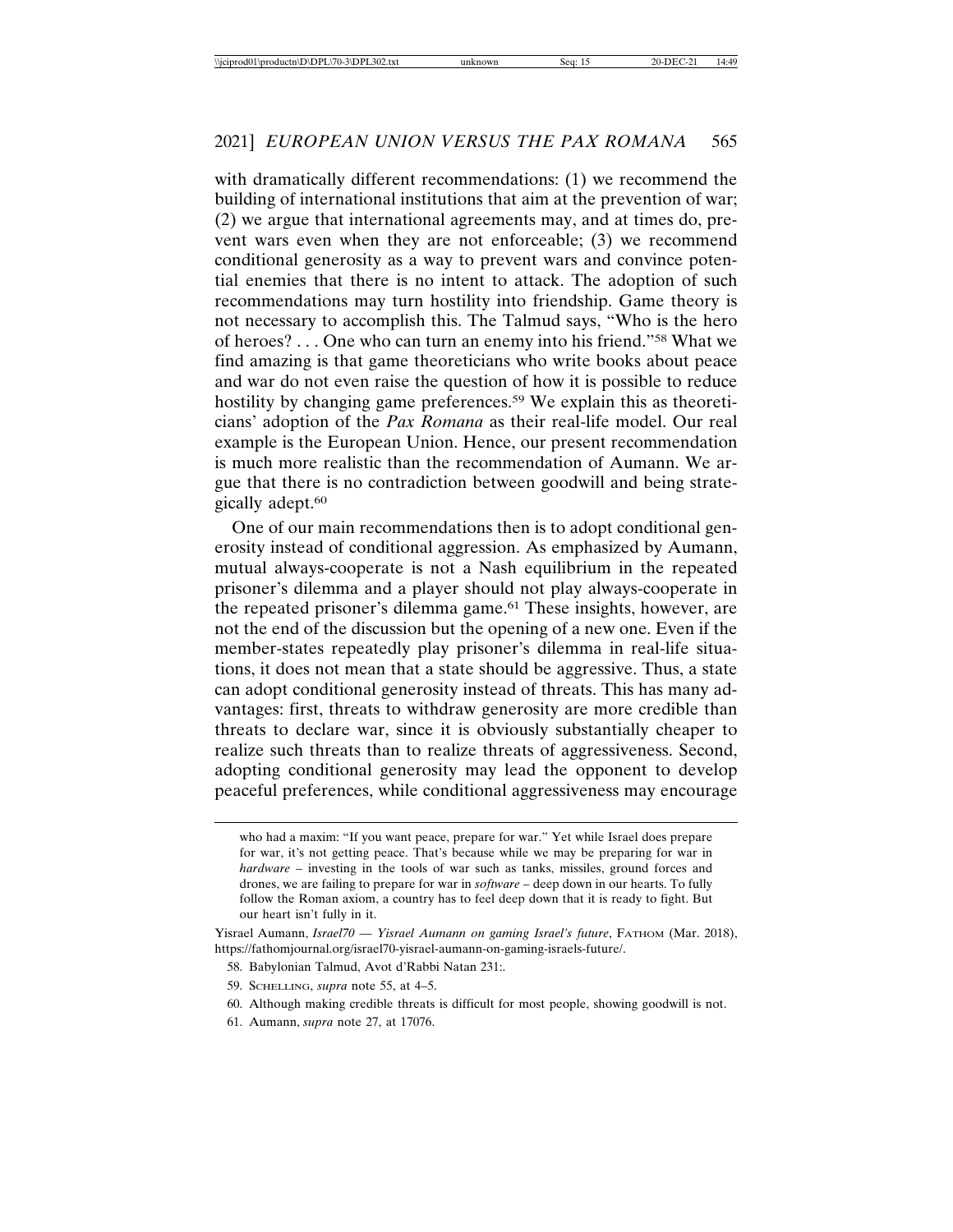with dramatically different recommendations: (1) we recommend the building of international institutions that aim at the prevention of war; (2) we argue that international agreements may, and at times do, prevent wars even when they are not enforceable; (3) we recommend conditional generosity as a way to prevent wars and convince potential enemies that there is no intent to attack. The adoption of such recommendations may turn hostility into friendship. Game theory is not necessary to accomplish this. The Talmud says, "Who is the hero of heroes? . . . One who can turn an enemy into his friend."[58] What we find amazing is that game theoreticians who write books about peace and war do not even raise the question of how it is possible to reduce hostility by changing game preferences.[59] We explain this as theoreticians' adoption of the *Pax Romana* as their real-life model. Our real example is the European Union. Hence, our present recommendation is much more realistic than the recommendation of Aumann. We argue that there is no contradiction between goodwill and being strategically adept.[60]

One of our main recommendations then is to adopt conditional generosity instead of conditional aggression. As emphasized by Aumann, mutual always-cooperate is not a Nash equilibrium in the repeated prisoner's dilemma and a player should not play always-cooperate in the repeated prisoner's dilemma game.[61] These insights, however, are not the end of the discussion but the opening of a new one. Even if the member-states repeatedly play prisoner's dilemma in real-life situations, it does not mean that a state should be aggressive. Thus, a state can adopt conditional generosity instead of threats. This has many advantages: first, threats to withdraw generosity are more credible than threats to declare war, since it is obviously substantially cheaper to realize such threats than to realize threats of aggressiveness. Second, adopting conditional generosity may lead the opponent to develop peaceful preferences, while conditional aggressiveness may encourage

---

who had a maxim: "If you want peace, prepare for war." Yet while Israel does prepare for war, it's not getting peace. That's because while we may be preparing for war in *hardware* – investing in the tools of war such as tanks, missiles, ground forces and drones, we are failing to prepare for war in *software* – deep down in our hearts. To fully follow the Roman axiom, a country has to feel deep down that it is ready to fight. But our heart isn't fully in it.

Yisrael Aumann, *Israel70 — Yisrael Aumann on gaming Israel's future*, FATHOM (Mar. 2018), https://fathomjournal.org/israel70-yisrael-aumann-on-gaming-israels-future/.

58. Babylonian Talmud, Avot d'Rabbi Natan 231:.

59. SCHELLING, *supra* note 55, at 4–5.

60. Although making credible threats is difficult for most people, showing goodwill is not.

61. Aumann, *supra* note 27, at 17076.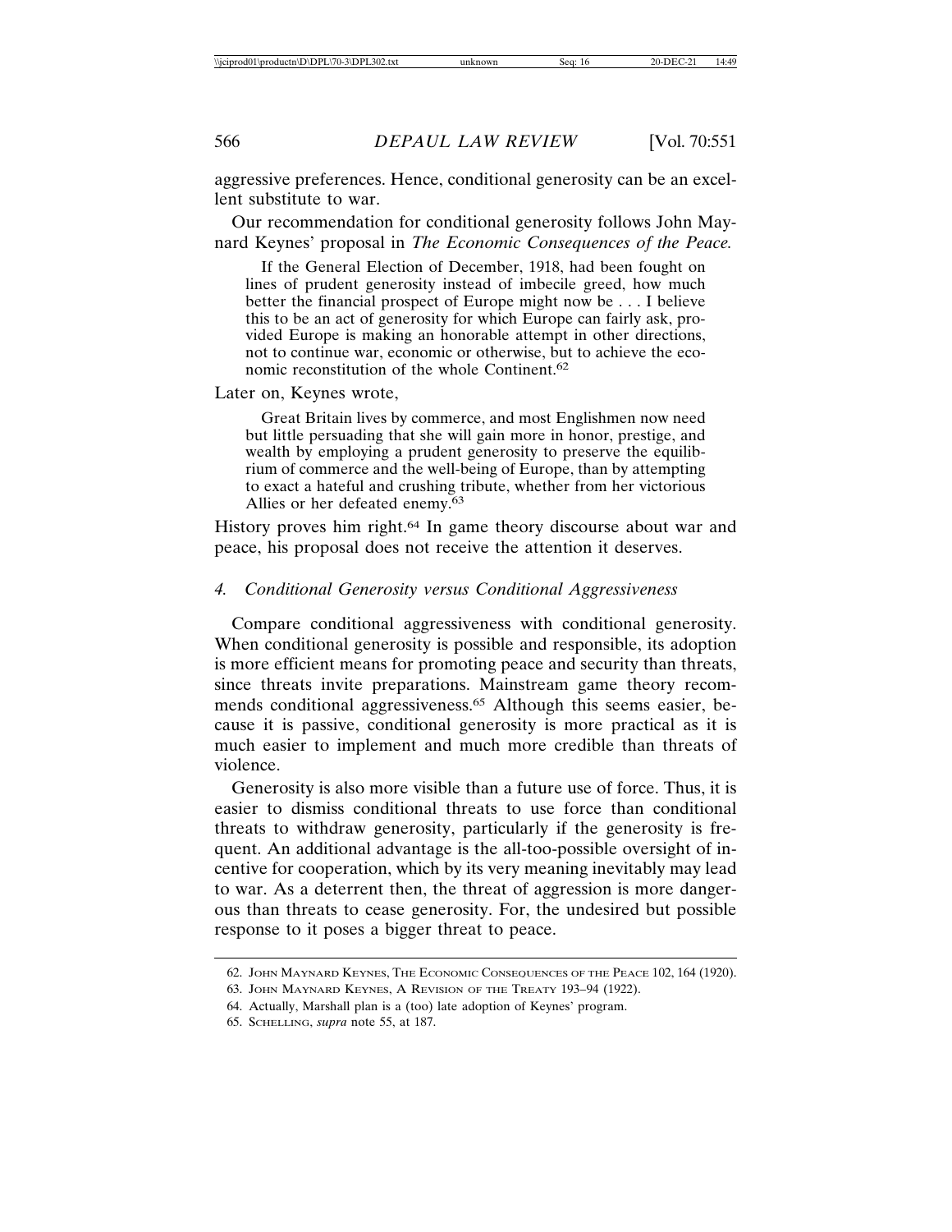aggressive preferences. Hence, conditional generosity can be an excellent substitute to war.

Our recommendation for conditional generosity follows John Maynard Keynes' proposal in *The Economic Consequences of the Peace.*

> If the General Election of December, 1918, had been fought on lines of prudent generosity instead of imbecile greed, how much better the financial prospect of Europe might now be . . . I believe this to be an act of generosity for which Europe can fairly ask, provided Europe is making an honorable attempt in other directions, not to continue war, economic or otherwise, but to achieve the economic reconstitution of the whole Continent.[62]

Later on, Keynes wrote,

> Great Britain lives by commerce, and most Englishmen now need but little persuading that she will gain more in honor, prestige, and wealth by employing a prudent generosity to preserve the equilibrium of commerce and the well-being of Europe, than by attempting to exact a hateful and crushing tribute, whether from her victorious Allies or her defeated enemy.[63]

History proves him right.[64] In game theory discourse about war and peace, his proposal does not receive the attention it deserves.

### *4. Conditional Generosity versus Conditional Aggressiveness*

Compare conditional aggressiveness with conditional generosity. When conditional generosity is possible and responsible, its adoption is more efficient means for promoting peace and security than threats, since threats invite preparations. Mainstream game theory recommends conditional aggressiveness.[65] Although this seems easier, because it is passive, conditional generosity is more practical as it is much easier to implement and much more credible than threats of violence.

Generosity is also more visible than a future use of force. Thus, it is easier to dismiss conditional threats to use force than conditional threats to withdraw generosity, particularly if the generosity is frequent. An additional advantage is the all-too-possible oversight of incentive for cooperation, which by its very meaning inevitably may lead to war. As a deterrent then, the threat of aggression is more dangerous than threats to cease generosity. For, the undesired but possible response to it poses a bigger threat to peace.

---

62. John Maynard Keynes, The Economic Consequences of the Peace 102, 164 (1920).

63. John Maynard Keynes, A Revision of the Treaty 193–94 (1922).

64. Actually, Marshall plan is a (too) late adoption of Keynes' program.

65. Schelling, *supra* note 55, at 187.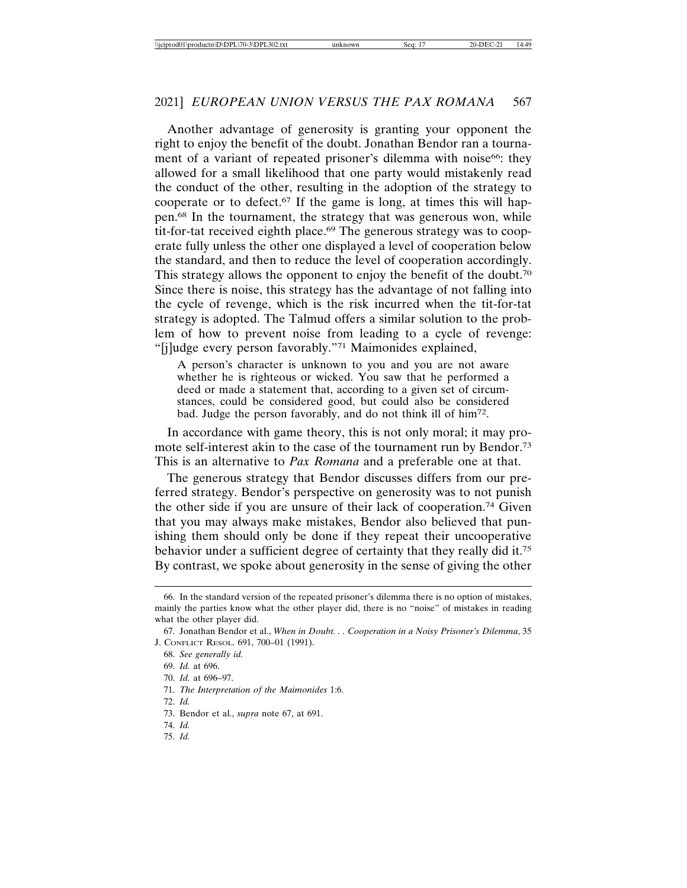Another advantage of generosity is granting your opponent the right to enjoy the benefit of the doubt. Jonathan Bendor ran a tournament of a variant of repeated prisoner's dilemma with noise[66]: they allowed for a small likelihood that one party would mistakenly read the conduct of the other, resulting in the adoption of the strategy to cooperate or to defect.[67] If the game is long, at times this will happen.[68] In the tournament, the strategy that was generous won, while tit-for-tat received eighth place.[69] The generous strategy was to cooperate fully unless the other one displayed a level of cooperation below the standard, and then to reduce the level of cooperation accordingly. This strategy allows the opponent to enjoy the benefit of the doubt.[70] Since there is noise, this strategy has the advantage of not falling into the cycle of revenge, which is the risk incurred when the tit-for-tat strategy is adopted. The Talmud offers a similar solution to the problem of how to prevent noise from leading to a cycle of revenge: "[j]udge every person favorably."[71] Maimonides explained,

> A person's character is unknown to you and you are not aware whether he is righteous or wicked. You saw that he performed a deed or made a statement that, according to a given set of circumstances, could be considered good, but could also be considered bad. Judge the person favorably, and do not think ill of him[72].

In accordance with game theory, this is not only moral; it may promote self-interest akin to the case of the tournament run by Bendor.[73] This is an alternative to *Pax Romana* and a preferable one at that.

The generous strategy that Bendor discusses differs from our preferred strategy. Bendor's perspective on generosity was to not punish the other side if you are unsure of their lack of cooperation.[74] Given that you may always make mistakes, Bendor also believed that punishing them should only be done if they repeat their uncooperative behavior under a sufficient degree of certainty that they really did it.[75] By contrast, we spoke about generosity in the sense of giving the other

---

66. In the standard version of the repeated prisoner's dilemma there is no option of mistakes, mainly the parties know what the other player did, there is no "noise" of mistakes in reading what the other player did.

67. Jonathan Bendor et al., *When in Doubt. . . Cooperation in a Noisy Prisoner's Dilemma*, 35 J. CONFLICT RESOL. 691, 700–01 (1991).

68. *See generally id.*

69. *Id.* at 696.

70. *Id.* at 696–97.

71. *The Interpretation of the Maimonides* 1:6.

72. *Id.*

73. Bendor et al., *supra* note 67, at 691.

74. *Id.*

75. *Id.*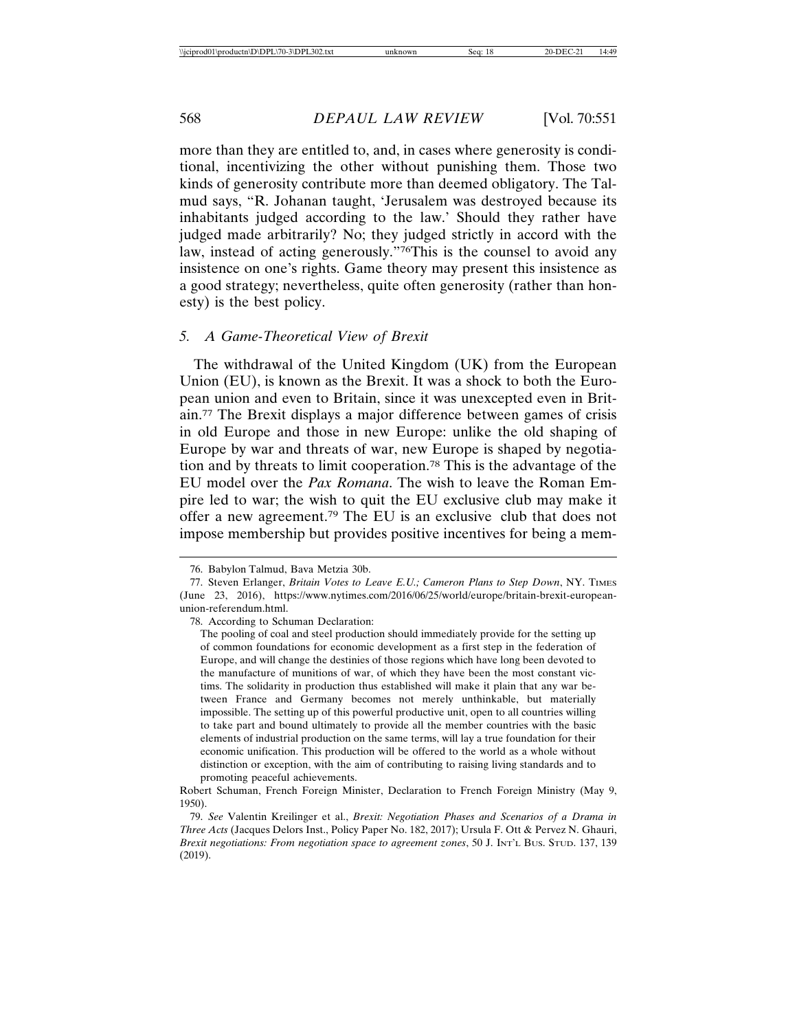more than they are entitled to, and, in cases where generosity is conditional, incentivizing the other without punishing them. Those two kinds of generosity contribute more than deemed obligatory. The Talmud says, "R. Johanan taught, 'Jerusalem was destroyed because its inhabitants judged according to the law.' Should they rather have judged made arbitrarily? No; they judged strictly in accord with the law, instead of acting generously."[76]This is the counsel to avoid any insistence on one's rights. Game theory may present this insistence as a good strategy; nevertheless, quite often generosity (rather than honesty) is the best policy.

### 5. *A Game-Theoretical View of Brexit*

The withdrawal of the United Kingdom (UK) from the European Union (EU), is known as the Brexit. It was a shock to both the European union and even to Britain, since it was unexcepted even in Britain.[77] The Brexit displays a major difference between games of crisis in old Europe and those in new Europe: unlike the old shaping of Europe by war and threats of war, new Europe is shaped by negotiation and by threats to limit cooperation.[78] This is the advantage of the EU model over the *Pax Romana*. The wish to leave the Roman Empire led to war; the wish to quit the EU exclusive club may make it offer a new agreement.[79] The EU is an exclusive club that does not impose membership but provides positive incentives for being a mem-

---

76. Babylon Talmud, Bava Metzia 30b.

77. Steven Erlanger, *Britain Votes to Leave E.U.; Cameron Plans to Step Down*, NY. TIMES (June 23, 2016), https://www.nytimes.com/2016/06/25/world/europe/britain-brexit-european-union-referendum.html.

78. According to Schuman Declaration:

> The pooling of coal and steel production should immediately provide for the setting up of common foundations for economic development as a first step in the federation of Europe, and will change the destinies of those regions which have long been devoted to the manufacture of munitions of war, of which they have been the most constant victims. The solidarity in production thus established will make it plain that any war between France and Germany becomes not merely unthinkable, but materially impossible. The setting up of this powerful productive unit, open to all countries willing to take part and bound ultimately to provide all the member countries with the basic elements of industrial production on the same terms, will lay a true foundation for their economic unification. This production will be offered to the world as a whole without distinction or exception, with the aim of contributing to raising living standards and to promoting peaceful achievements.

Robert Schuman, French Foreign Minister, Declaration to French Foreign Ministry (May 9, 1950).

79. *See* Valentin Kreilinger et al., *Brexit: Negotiation Phases and Scenarios of a Drama in Three Acts* (Jacques Delors Inst., Policy Paper No. 182, 2017); Ursula F. Ott & Pervez N. Ghauri, *Brexit negotiations: From negotiation space to agreement zones*, 50 J. INT'L BUS. STUD. 137, 139 (2019).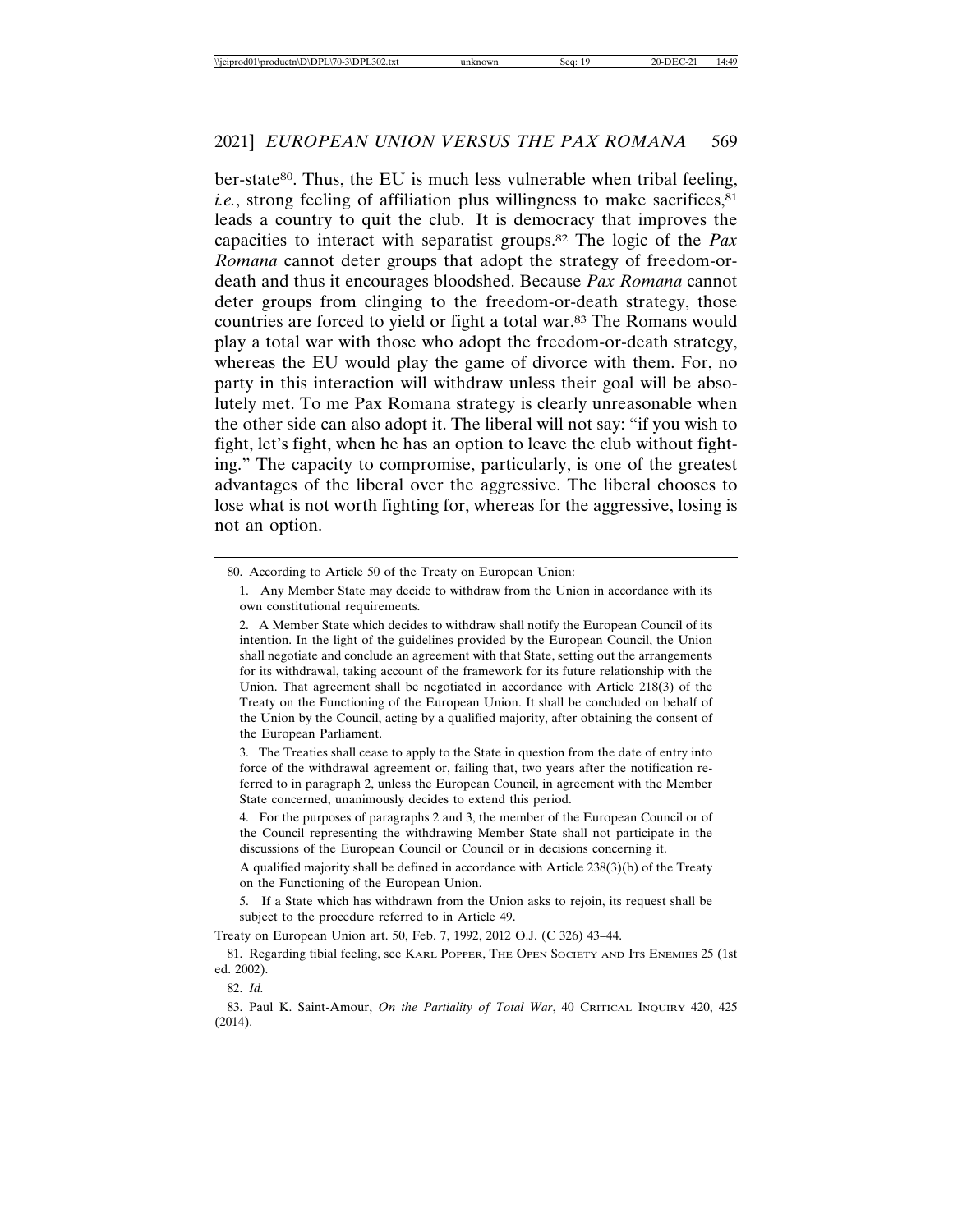ber-state[80]. Thus, the EU is much less vulnerable when tribal feeling, *i.e.*, strong feeling of affiliation plus willingness to make sacrifices,[81] leads a country to quit the club. It is democracy that improves the capacities to interact with separatist groups.[82] The logic of the *Pax Romana* cannot deter groups that adopt the strategy of freedom-or-death and thus it encourages bloodshed. Because *Pax Romana* cannot deter groups from clinging to the freedom-or-death strategy, those countries are forced to yield or fight a total war.[83] The Romans would play a total war with those who adopt the freedom-or-death strategy, whereas the EU would play the game of divorce with them. For, no party in this interaction will withdraw unless their goal will be absolutely met. To me Pax Romana strategy is clearly unreasonable when the other side can also adopt it. The liberal will not say: "if you wish to fight, let's fight, when he has an option to leave the club without fighting." The capacity to compromise, particularly, is one of the greatest advantages of the liberal over the aggressive. The liberal chooses to lose what is not worth fighting for, whereas for the aggressive, losing is not an option.

---

80. According to Article 50 of the Treaty on European Union:

> 1. Any Member State may decide to withdraw from the Union in accordance with its own constitutional requirements.
>
> 2. A Member State which decides to withdraw shall notify the European Council of its intention. In the light of the guidelines provided by the European Council, the Union shall negotiate and conclude an agreement with that State, setting out the arrangements for its withdrawal, taking account of the framework for its future relationship with the Union. That agreement shall be negotiated in accordance with Article 218(3) of the Treaty on the Functioning of the European Union. It shall be concluded on behalf of the Union by the Council, acting by a qualified majority, after obtaining the consent of the European Parliament.
>
> 3. The Treaties shall cease to apply to the State in question from the date of entry into force of the withdrawal agreement or, failing that, two years after the notification referred to in paragraph 2, unless the European Council, in agreement with the Member State concerned, unanimously decides to extend this period.
>
> 4. For the purposes of paragraphs 2 and 3, the member of the European Council or of the Council representing the withdrawing Member State shall not participate in the discussions of the European Council or Council or in decisions concerning it.
>
> A qualified majority shall be defined in accordance with Article 238(3)(b) of the Treaty on the Functioning of the European Union.
>
> 5. If a State which has withdrawn from the Union asks to rejoin, its request shall be subject to the procedure referred to in Article 49.

Treaty on European Union art. 50, Feb. 7, 1992, 2012 O.J. (C 326) 43–44.

81. Regarding tibial feeling, see KARL POPPER, THE OPEN SOCIETY AND ITS ENEMIES 25 (1st ed. 2002).

82. *Id.*

83. Paul K. Saint-Amour, *On the Partiality of Total War*, 40 CRITICAL INQUIRY 420, 425 (2014).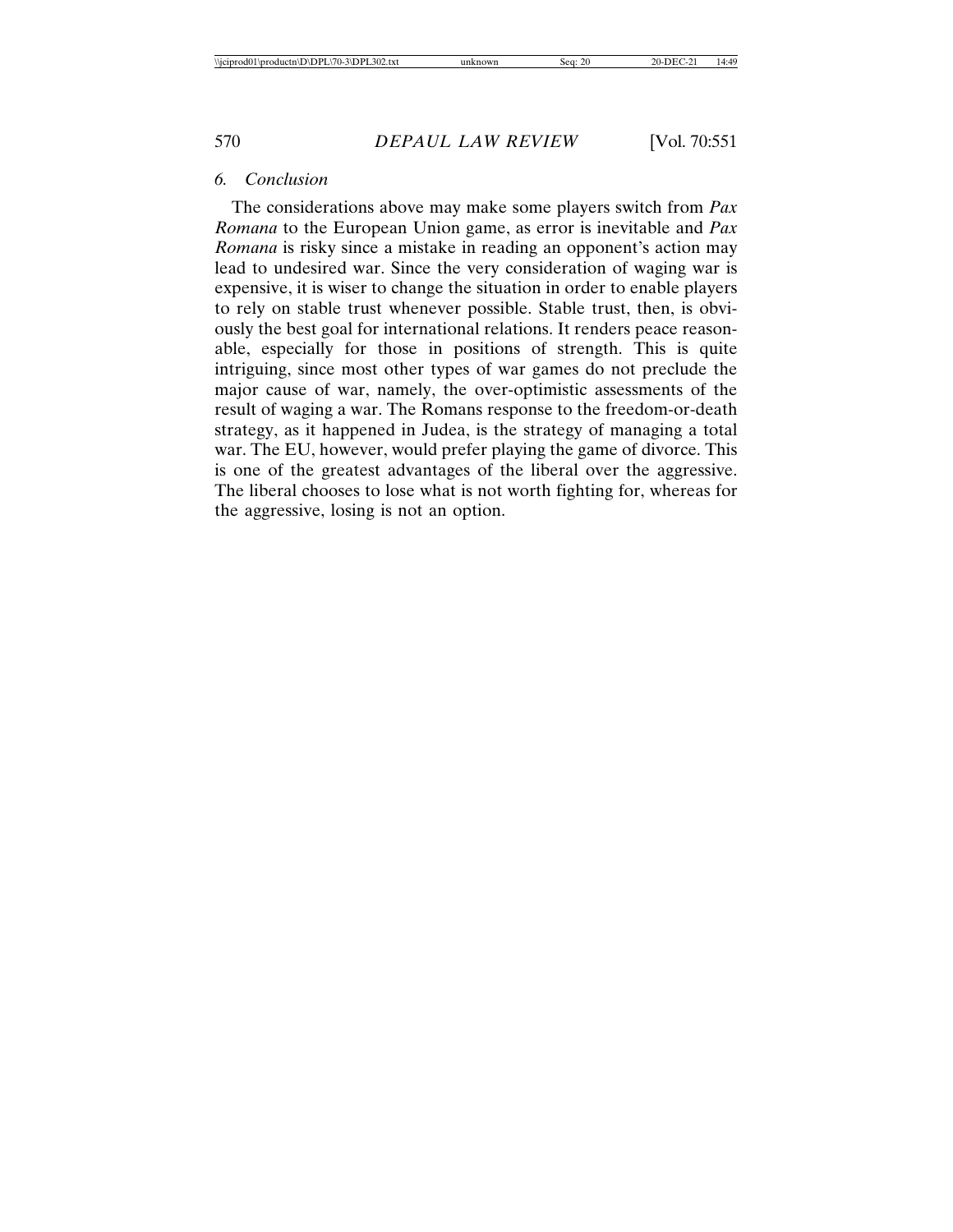### 6. *Conclusion*

The considerations above may make some players switch from *Pax Romana* to the European Union game, as error is inevitable and *Pax Romana* is risky since a mistake in reading an opponent's action may lead to undesired war. Since the very consideration of waging war is expensive, it is wiser to change the situation in order to enable players to rely on stable trust whenever possible. Stable trust, then, is obviously the best goal for international relations. It renders peace reasonable, especially for those in positions of strength. This is quite intriguing, since most other types of war games do not preclude the major cause of war, namely, the over-optimistic assessments of the result of waging a war. The Romans response to the freedom-or-death strategy, as it happened in Judea, is the strategy of managing a total war. The EU, however, would prefer playing the game of divorce. This is one of the greatest advantages of the liberal over the aggressive. The liberal chooses to lose what is not worth fighting for, whereas for the aggressive, losing is not an option.